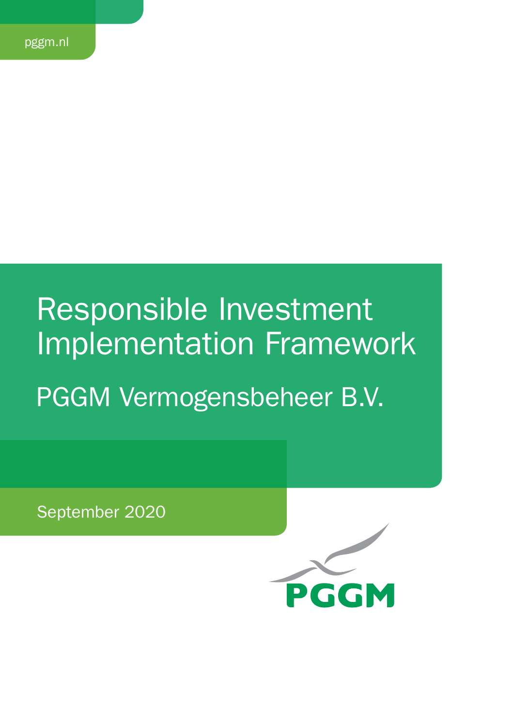pggm.nl

# Responsible Investment Implementation Framework

## PGGM Vermogensbeheer B.V.

September 2020

PGGM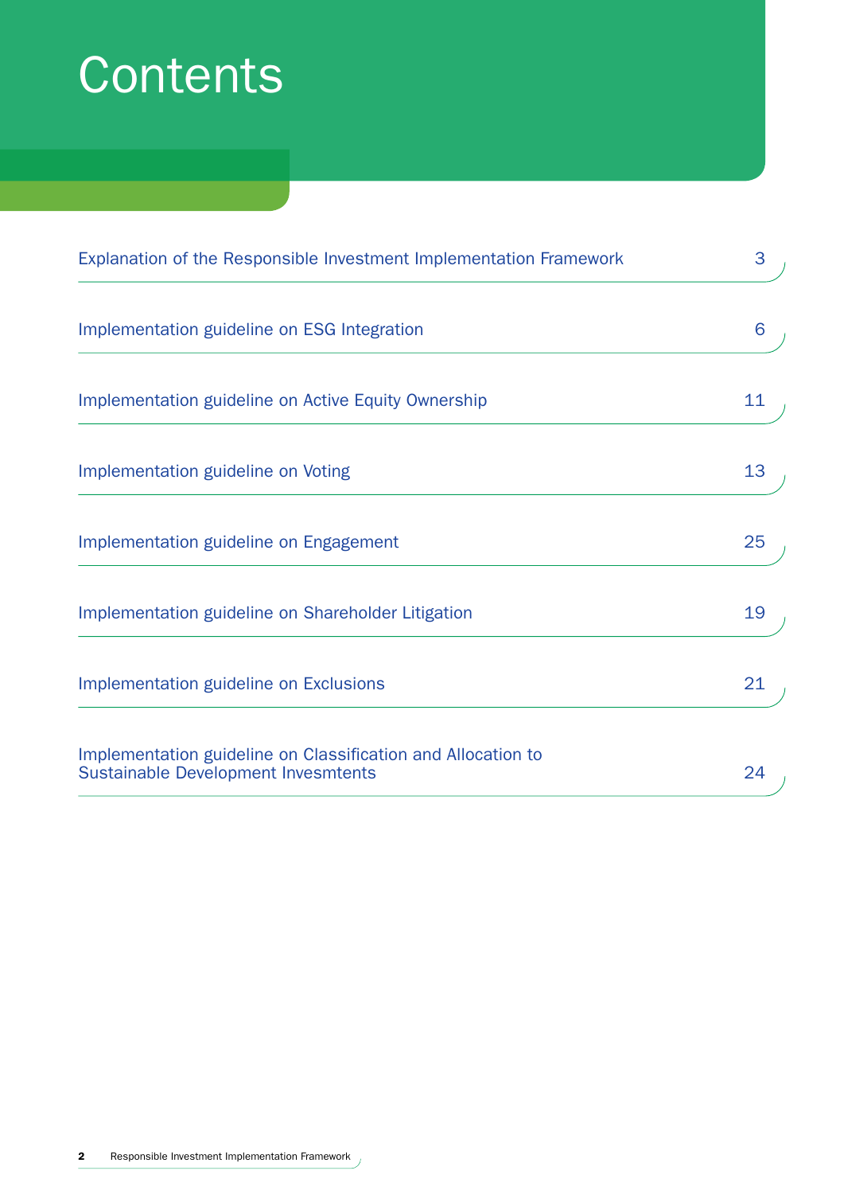# Contents

| | |
|---|---|
| Explanation of the Responsible Investment Implementation Framework | 3 |
| Implementation guideline on ESG Integration | 6 |
| Implementation guideline on Active Equity Ownership | 11 |
| Implementation guideline on Voting | 13 |
| Implementation guideline on Engagement | 25 |
| Implementation guideline on Shareholder Litigation | 19 |
| Implementation guideline on Exclusions | 21 |
| Implementation guideline on Classification and Allocation to Sustainable Development Invesmtents | 24 |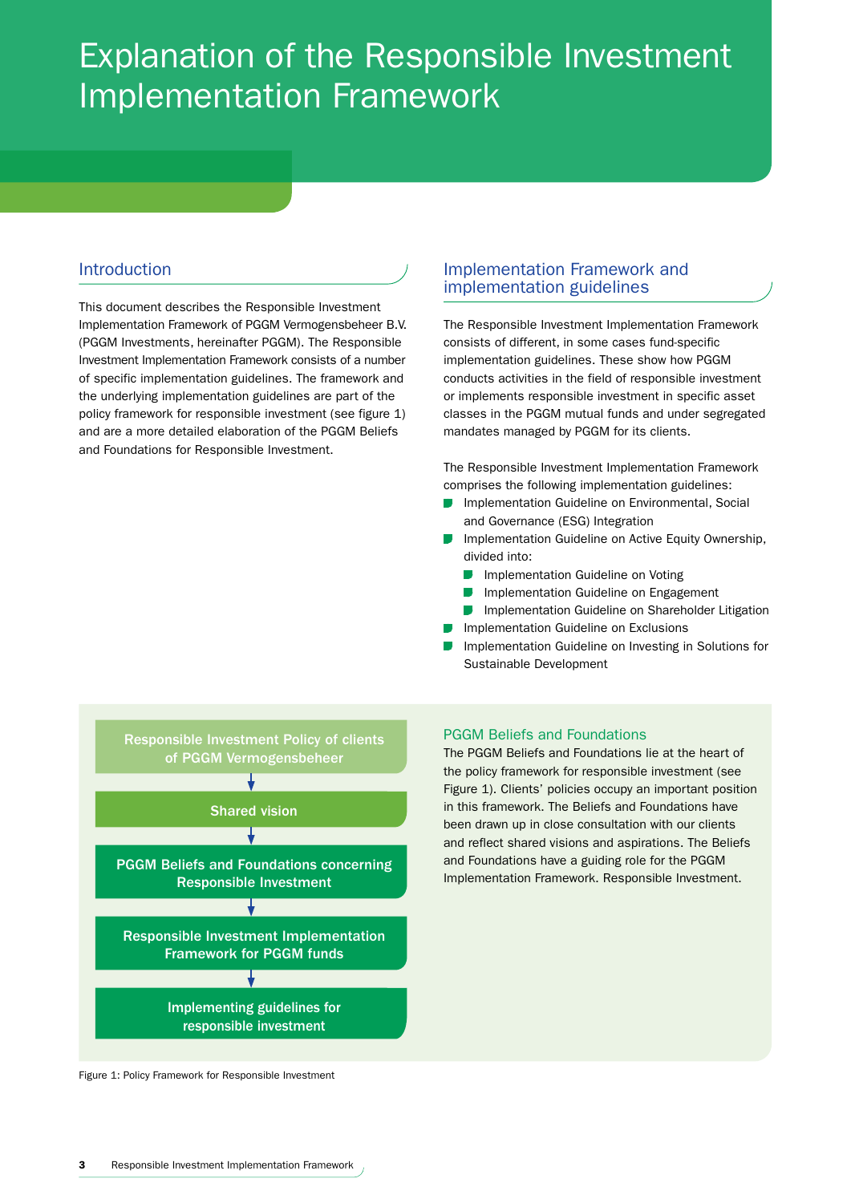# Explanation of the Responsible Investment Implementation Framework

## Introduction

This document describes the Responsible Investment Implementation Framework of PGGM Vermogensbeheer B.V. (PGGM Investments, hereinafter PGGM). The Responsible Investment Implementation Framework consists of a number of specific implementation guidelines. The framework and the underlying implementation guidelines are part of the policy framework for responsible investment (see figure 1) and are a more detailed elaboration of the PGGM Beliefs and Foundations for Responsible Investment.

## Implementation Framework and implementation guidelines

The Responsible Investment Implementation Framework consists of different, in some cases fund-specific implementation guidelines. These show how PGGM conducts activities in the field of responsible investment or implements responsible investment in specific asset classes in the PGGM mutual funds and under segregated mandates managed by PGGM for its clients.

The Responsible Investment Implementation Framework comprises the following implementation guidelines:

- Implementation Guideline on Environmental, Social and Governance (ESG) Integration
- Implementation Guideline on Active Equity Ownership, divided into:
  - Implementation Guideline on Voting
  - Implementation Guideline on Engagement
  - Implementation Guideline on Shareholder Litigation
- Implementation Guideline on Exclusions
- Implementation Guideline on Investing in Solutions for Sustainable Development

**Responsible Investment Policy of clients of PGGM Vermogensbeheer**
↓
**Shared vision**
↓
**PGGM Beliefs and Foundations concerning Responsible Investment**
↓
**Responsible Investment Implementation Framework for PGGM funds**
↓
**Implementing guidelines for responsible investment**

Figure 1: Policy Framework for Responsible Investment

### PGGM Beliefs and Foundations

The PGGM Beliefs and Foundations lie at the heart of the policy framework for responsible investment (see Figure 1). Clients' policies occupy an important position in this framework. The Beliefs and Foundations have been drawn up in close consultation with our clients and reflect shared visions and aspirations. The Beliefs and Foundations have a guiding role for the PGGM Implementation Framework. Responsible Investment.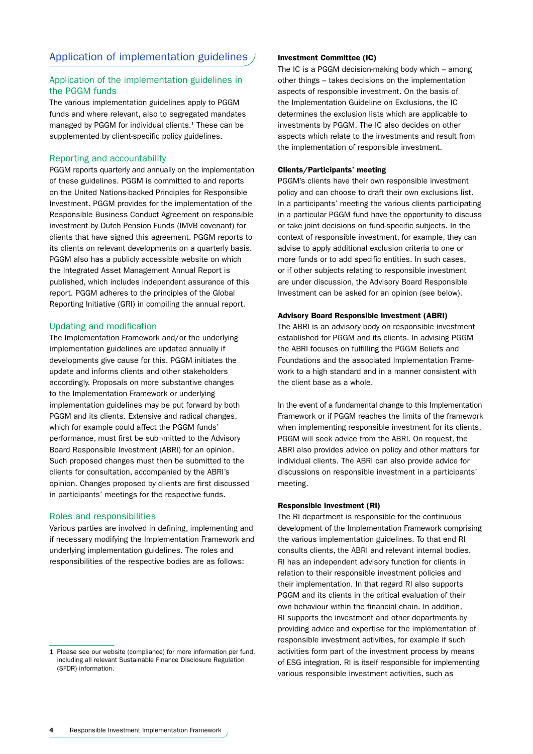## Application of implementation guidelines

### Application of the implementation guidelines in the PGGM funds

The various implementation guidelines apply to PGGM funds and where relevant, also to segregated mandates managed by PGGM for individual clients.[1] These can be supplemented by client-specific policy guidelines.

### Reporting and accountability

PGGM reports quarterly and annually on the implementation of these guidelines. PGGM is committed to and reports on the United Nations-backed Principles for Responsible Investment. PGGM provides for the implementation of the Responsible Business Conduct Agreement on responsible investment by Dutch Pension Funds (IMVB covenant) for clients that have signed this agreement. PGGM reports to its clients on relevant developments on a quarterly basis. PGGM also has a publicly accessible website on which the Integrated Asset Management Annual Report is published, which includes independent assurance of this report. PGGM adheres to the principles of the Global Reporting Initiative (GRI) in compiling the annual report.

### Updating and modification

The Implementation Framework and/or the underlying implementation guidelines are updated annually if developments give cause for this. PGGM initiates the update and informs clients and other stakeholders accordingly. Proposals on more substantive changes to the Implementation Framework or underlying implementation guidelines may be put forward by both PGGM and its clients. Extensive and radical changes, which for example could affect the PGGM funds' performance, must first be sub¬mitted to the Advisory Board Responsible Investment (ABRI) for an opinion. Such proposed changes must then be submitted to the clients for consultation, accompanied by the ABRI's opinion. Changes proposed by clients are first discussed in participants' meetings for the respective funds.

### Roles and responsibilities

Various parties are involved in defining, implementing and if necessary modifying the Implementation Framework and underlying implementation guidelines. The roles and responsibilities of the respective bodies are as follows:

**Investment Committee (IC)**

The IC is a PGGM decision-making body which – among other things – takes decisions on the implementation aspects of responsible investment. On the basis of the Implementation Guideline on Exclusions, the IC determines the exclusion lists which are applicable to investments by PGGM. The IC also decides on other aspects which relate to the investments and result from the implementation of responsible investment.

**Clients/Participants' meeting**

PGGM's clients have their own responsible investment policy and can choose to draft their own exclusions list. In a participants' meeting the various clients participating in a particular PGGM fund have the opportunity to discuss or take joint decisions on fund-specific subjects. In the context of responsible investment, for example, they can advise to apply additional exclusion criteria to one or more funds or to add specific entities. In such cases, or if other subjects relating to responsible investment are under discussion, the Advisory Board Responsible Investment can be asked for an opinion (see below).

**Advisory Board Responsible Investment (ABRI)**

The ABRI is an advisory body on responsible investment established for PGGM and its clients. In advising PGGM the ABRI focuses on fulfilling the PGGM Beliefs and Foundations and the associated Implementation Framework to a high standard and in a manner consistent with the client base as a whole.

In the event of a fundamental change to this Implementation Framework or if PGGM reaches the limits of the framework when implementing responsible investment for its clients, PGGM will seek advice from the ABRI. On request, the ABRI also provides advice on policy and other matters for individual clients. The ABRI can also provide advice for discussions on responsible investment in a participants' meeting.

**Responsible Investment (RI)**

The RI department is responsible for the continuous development of the Implementation Framework comprising the various implementation guidelines. To that end RI consults clients, the ABRI and relevant internal bodies. RI has an independent advisory function for clients in relation to their responsible investment policies and their implementation. In that regard RI also supports PGGM and its clients in the critical evaluation of their own behaviour within the financial chain. In addition, RI supports the investment and other departments by providing advice and expertise for the implementation of responsible investment activities, for example if such activities form part of the investment process by means of ESG integration. RI is itself responsible for implementing various responsible investment activities, such as

---

1 Please see our website (compliance) for more information per fund, including all relevant Sustainable Finance Disclosure Regulation (SFDR) information.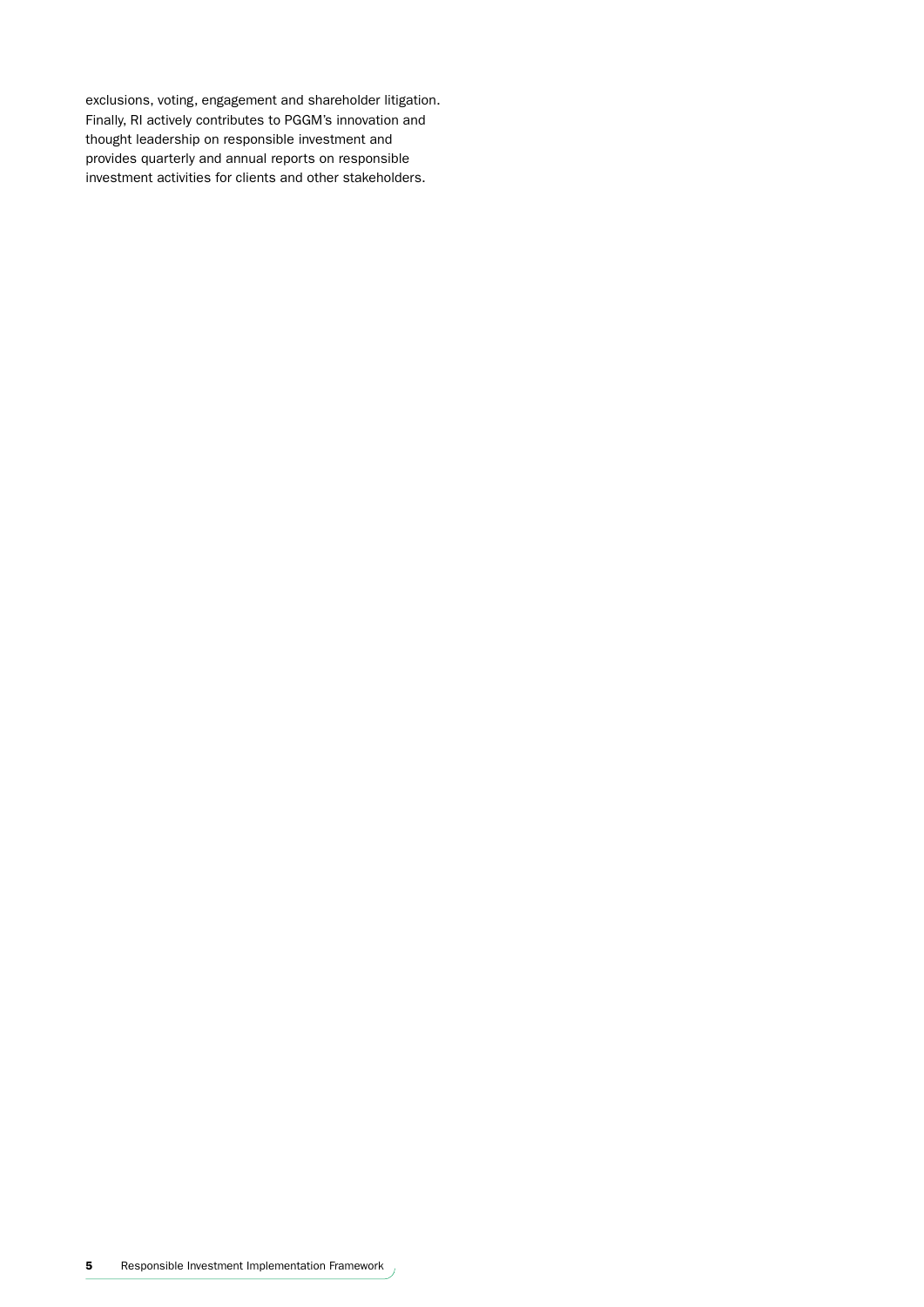exclusions, voting, engagement and shareholder litigation. Finally, RI actively contributes to PGGM's innovation and thought leadership on responsible investment and provides quarterly and annual reports on responsible investment activities for clients and other stakeholders.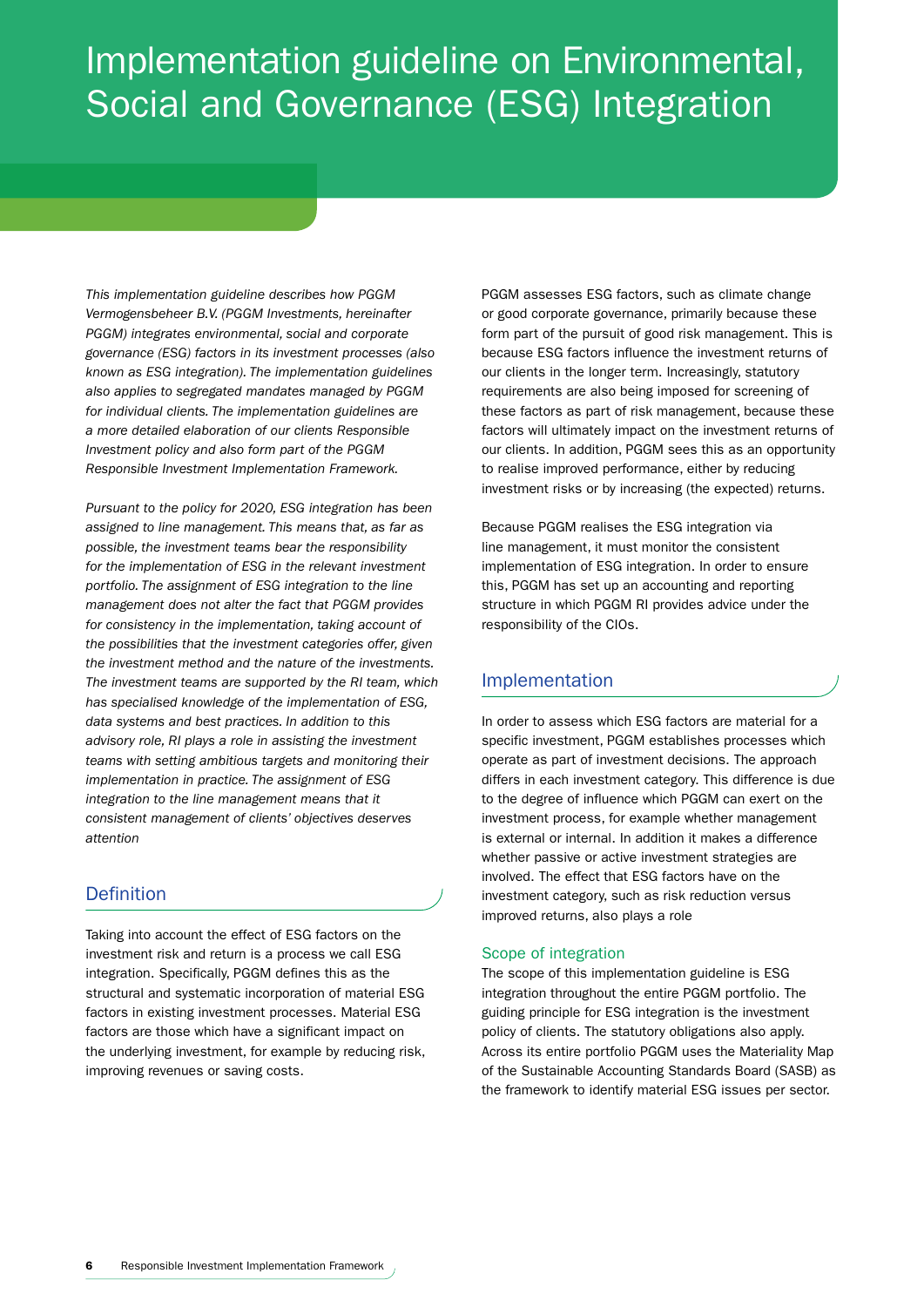# Implementation guideline on Environmental, Social and Governance (ESG) Integration

*This implementation guideline describes how PGGM Vermogensbeheer B.V. (PGGM Investments, hereinafter PGGM) integrates environmental, social and corporate governance (ESG) factors in its investment processes (also known as ESG integration). The implementation guidelines also applies to segregated mandates managed by PGGM for individual clients. The implementation guidelines are a more detailed elaboration of our clients Responsible Investment policy and also form part of the PGGM Responsible Investment Implementation Framework.*

*Pursuant to the policy for 2020, ESG integration has been assigned to line management. This means that, as far as possible, the investment teams bear the responsibility for the implementation of ESG in the relevant investment portfolio. The assignment of ESG integration to the line management does not alter the fact that PGGM provides for consistency in the implementation, taking account of the possibilities that the investment categories offer, given the investment method and the nature of the investments. The investment teams are supported by the RI team, which has specialised knowledge of the implementation of ESG, data systems and best practices. In addition to this advisory role, RI plays a role in assisting the investment teams with setting ambitious targets and monitoring their implementation in practice. The assignment of ESG integration to the line management means that it consistent management of clients' objectives deserves attention*

## Definition

Taking into account the effect of ESG factors on the investment risk and return is a process we call ESG integration. Specifically, PGGM defines this as the structural and systematic incorporation of material ESG factors in existing investment processes. Material ESG factors are those which have a significant impact on the underlying investment, for example by reducing risk, improving revenues or saving costs.

PGGM assesses ESG factors, such as climate change or good corporate governance, primarily because these form part of the pursuit of good risk management. This is because ESG factors influence the investment returns of our clients in the longer term. Increasingly, statutory requirements are also being imposed for screening of these factors as part of risk management, because these factors will ultimately impact on the investment returns of our clients. In addition, PGGM sees this as an opportunity to realise improved performance, either by reducing investment risks or by increasing (the expected) returns.

Because PGGM realises the ESG integration via line management, it must monitor the consistent implementation of ESG integration. In order to ensure this, PGGM has set up an accounting and reporting structure in which PGGM RI provides advice under the responsibility of the CIOs.

## Implementation

In order to assess which ESG factors are material for a specific investment, PGGM establishes processes which operate as part of investment decisions. The approach differs in each investment category. This difference is due to the degree of influence which PGGM can exert on the investment process, for example whether management is external or internal. In addition it makes a difference whether passive or active investment strategies are involved. The effect that ESG factors have on the investment category, such as risk reduction versus improved returns, also plays a role

### Scope of integration

The scope of this implementation guideline is ESG integration throughout the entire PGGM portfolio. The guiding principle for ESG integration is the investment policy of clients. The statutory obligations also apply. Across its entire portfolio PGGM uses the Materiality Map of the Sustainable Accounting Standards Board (SASB) as the framework to identify material ESG issues per sector.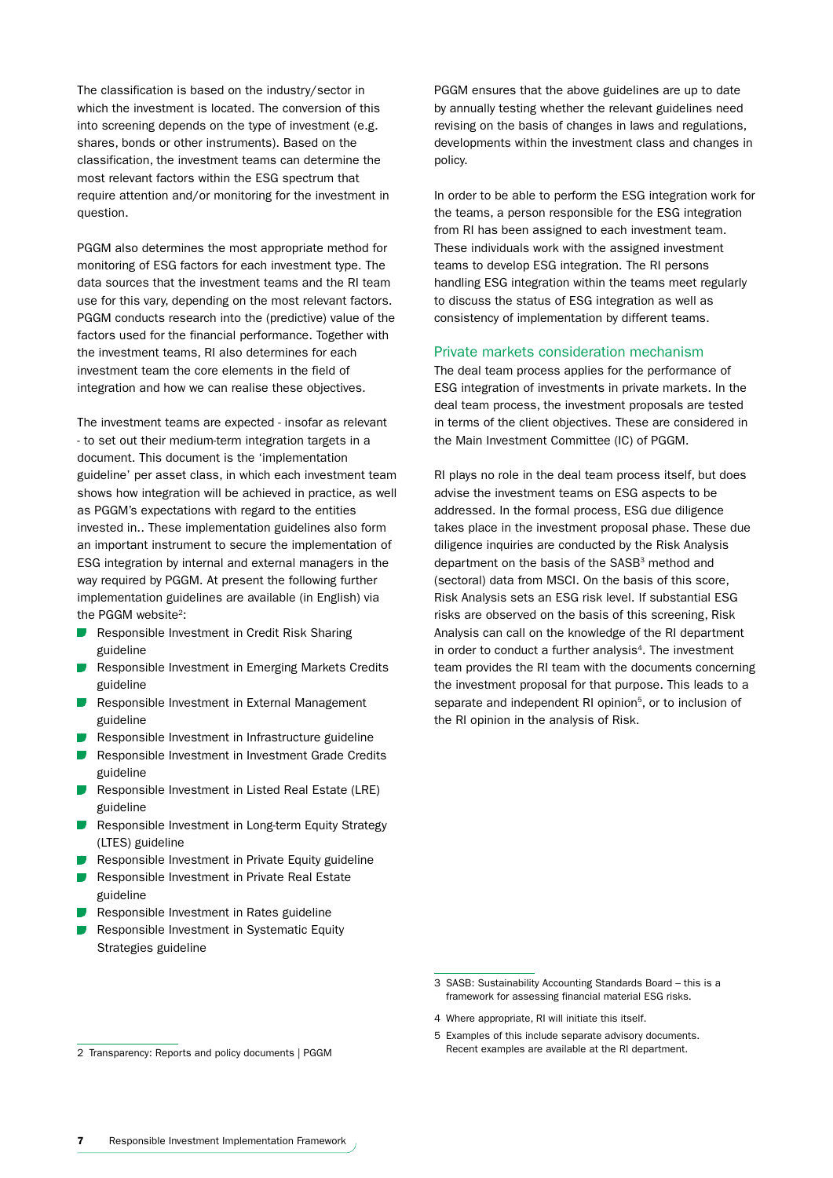The classification is based on the industry/sector in which the investment is located. The conversion of this into screening depends on the type of investment (e.g. shares, bonds or other instruments). Based on the classification, the investment teams can determine the most relevant factors within the ESG spectrum that require attention and/or monitoring for the investment in question.

PGGM also determines the most appropriate method for monitoring of ESG factors for each investment type. The data sources that the investment teams and the RI team use for this vary, depending on the most relevant factors. PGGM conducts research into the (predictive) value of the factors used for the financial performance. Together with the investment teams, RI also determines for each investment team the core elements in the field of integration and how we can realise these objectives.

The investment teams are expected - insofar as relevant - to set out their medium-term integration targets in a document. This document is the 'implementation guideline' per asset class, in which each investment team shows how integration will be achieved in practice, as well as PGGM's expectations with regard to the entities invested in.. These implementation guidelines also form an important instrument to secure the implementation of ESG integration by internal and external managers in the way required by PGGM. At present the following further implementation guidelines are available (in English) via the PGGM website[2]:

- Responsible Investment in Credit Risk Sharing guideline
- Responsible Investment in Emerging Markets Credits guideline
- Responsible Investment in External Management guideline
- Responsible Investment in Infrastructure guideline
- Responsible Investment in Investment Grade Credits guideline
- Responsible Investment in Listed Real Estate (LRE) guideline
- Responsible Investment in Long-term Equity Strategy (LTES) guideline
- Responsible Investment in Private Equity guideline
- Responsible Investment in Private Real Estate guideline
- Responsible Investment in Rates guideline
- Responsible Investment in Systematic Equity Strategies guideline

PGGM ensures that the above guidelines are up to date by annually testing whether the relevant guidelines need revising on the basis of changes in laws and regulations, developments within the investment class and changes in policy.

In order to be able to perform the ESG integration work for the teams, a person responsible for the ESG integration from RI has been assigned to each investment team. These individuals work with the assigned investment teams to develop ESG integration. The RI persons handling ESG integration within the teams meet regularly to discuss the status of ESG integration as well as consistency of implementation by different teams.

## Private markets consideration mechanism

The deal team process applies for the performance of ESG integration of investments in private markets. In the deal team process, the investment proposals are tested in terms of the client objectives. These are considered in the Main Investment Committee (IC) of PGGM.

RI plays no role in the deal team process itself, but does advise the investment teams on ESG aspects to be addressed. In the formal process, ESG due diligence takes place in the investment proposal phase. These due diligence inquiries are conducted by the Risk Analysis department on the basis of the SASB[3] method and (sectoral) data from MSCI. On the basis of this score, Risk Analysis sets an ESG risk level. If substantial ESG risks are observed on the basis of this screening, Risk Analysis can call on the knowledge of the RI department in order to conduct a further analysis[4]. The investment team provides the RI team with the documents concerning the investment proposal for that purpose. This leads to a separate and independent RI opinion[5], or to inclusion of the RI opinion in the analysis of Risk.

---

2 Transparency: Reports and policy documents | PGGM

3 SASB: Sustainability Accounting Standards Board – this is a framework for assessing financial material ESG risks.

4 Where appropriate, RI will initiate this itself.

5 Examples of this include separate advisory documents. Recent examples are available at the RI department.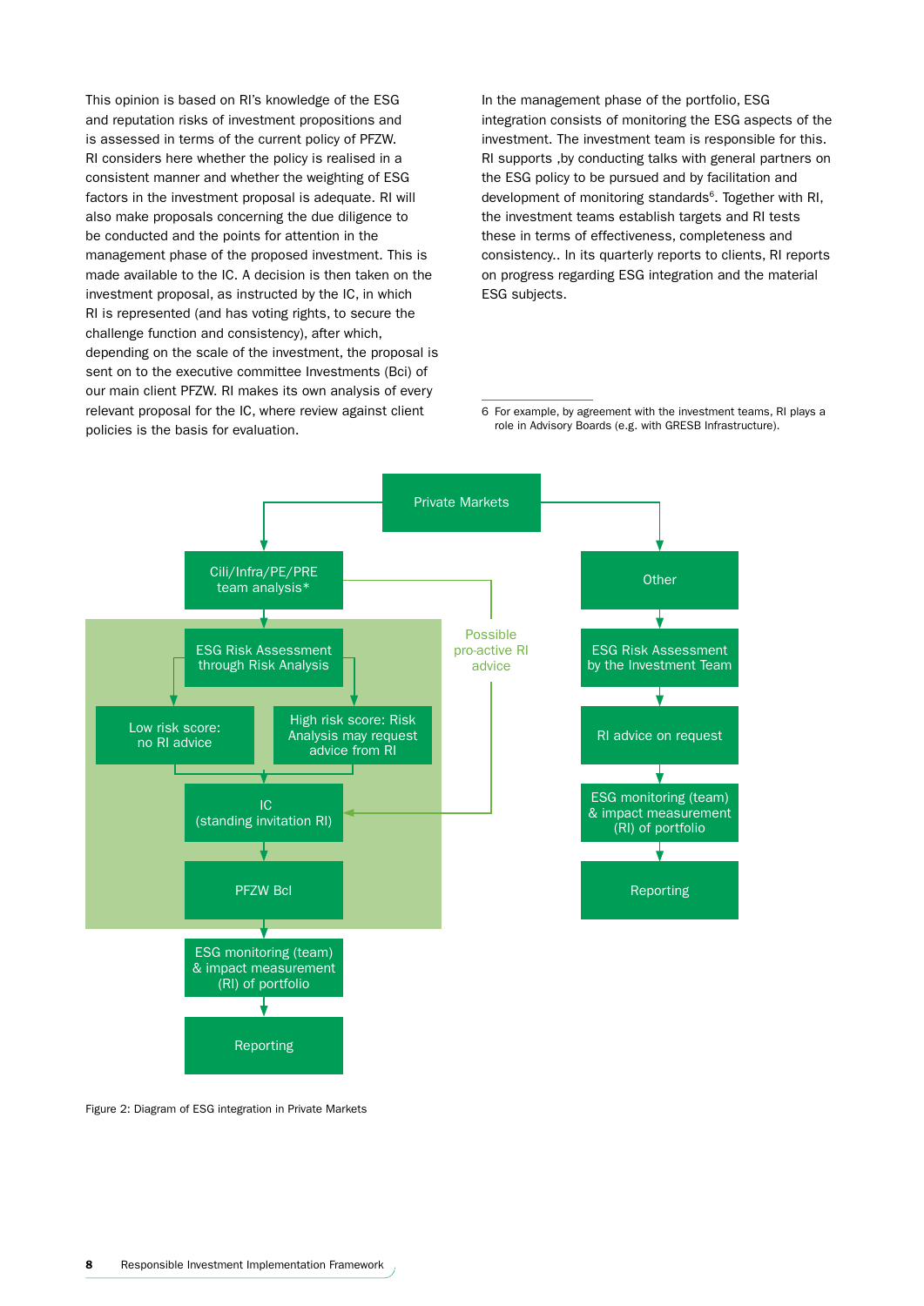This opinion is based on RI's knowledge of the ESG and reputation risks of investment propositions and is assessed in terms of the current policy of PFZW. RI considers here whether the policy is realised in a consistent manner and whether the weighting of ESG factors in the investment proposal is adequate. RI will also make proposals concerning the due diligence to be conducted and the points for attention in the management phase of the proposed investment. This is made available to the IC. A decision is then taken on the investment proposal, as instructed by the IC, in which RI is represented (and has voting rights, to secure the challenge function and consistency), after which, depending on the scale of the investment, the proposal is sent on to the executive committee Investments (Bci) of our main client PFZW. RI makes its own analysis of every relevant proposal for the IC, where review against client policies is the basis for evaluation.

In the management phase of the portfolio, ESG integration consists of monitoring the ESG aspects of the investment. The investment team is responsible for this. RI supports ,by conducting talks with general partners on the ESG policy to be pursued and by facilitation and development of monitoring standards[6]. Together with RI, the investment teams establish targets and RI tests these in terms of effectiveness, completeness and consistency.. In its quarterly reports to clients, RI reports on progress regarding ESG integration and the material ESG subjects.

6 For example, by agreement with the investment teams, RI plays a role in Advisory Boards (e.g. with GRESB Infrastructure).

Private Markets

Cili/Infra/PE/PRE team analysis*

ESG Risk Assessment through Risk Analysis

Low risk score: no RI advice

High risk score: Risk Analysis may request advice from RI

Possible pro-active RI advice

IC (standing invitation RI)

PFZW BcI

ESG monitoring (team) & impact measurement (RI) of portfolio

Reporting

Other

ESG Risk Assessment by the Investment Team

RI advice on request

ESG monitoring (team) & impact measurement (RI) of portfolio

Reporting

Figure 2: Diagram of ESG integration in Private Markets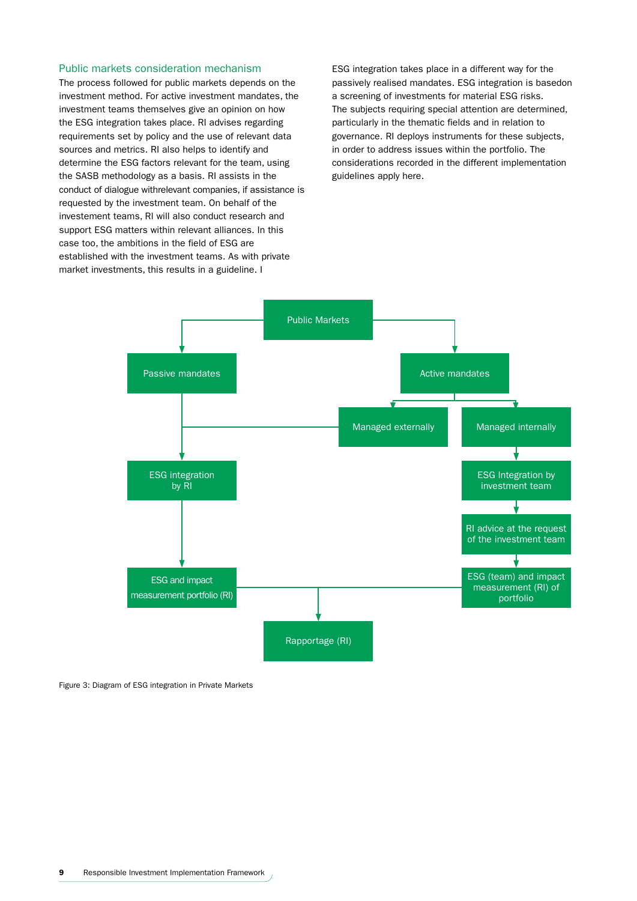## Public markets consideration mechanism

The process followed for public markets depends on the investment method. For active investment mandates, the investment teams themselves give an opinion on how the ESG integration takes place. RI advises regarding requirements set by policy and the use of relevant data sources and metrics. RI also helps to identify and determine the ESG factors relevant for the team, using the SASB methodology as a basis. RI assists in the conduct of dialogue withrelevant companies, if assistance is requested by the investment team. On behalf of the investement teams, RI will also conduct research and support ESG matters within relevant alliances. In this case too, the ambitions in the field of ESG are established with the investment teams. As with private market investments, this results in a guideline. I

ESG integration takes place in a different way for the passively realised mandates. ESG integration is basedon a screening of investments for material ESG risks. The subjects requiring special attention are determined, particularly in the thematic fields and in relation to governance. RI deploys instruments for these subjects, in order to address issues within the portfolio. The considerations recorded in the different implementation guidelines apply here.

Public Markets

Passive mandates

Active mandates

Managed externally

Managed internally

ESG integration by RI

ESG Integration by investment team

RI advice at the request of the investment team

ESG and impact measurement portfolio (RI)

ESG (team) and impact measurement (RI) of portfolio

Rapportage (RI)

Figure 3: Diagram of ESG integration in Private Markets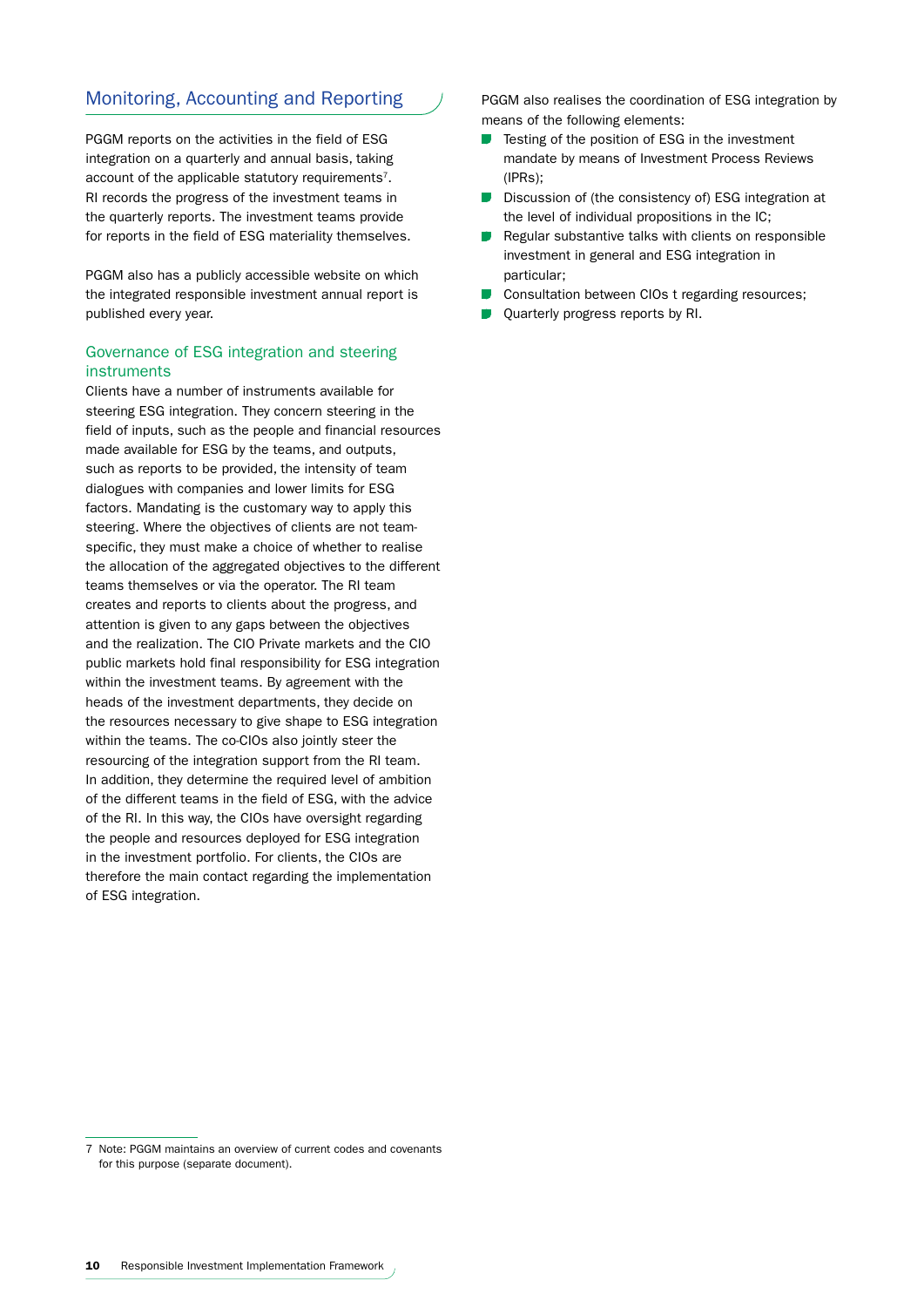## Monitoring, Accounting and Reporting

PGGM reports on the activities in the field of ESG integration on a quarterly and annual basis, taking account of the applicable statutory requirements[7]. RI records the progress of the investment teams in the quarterly reports. The investment teams provide for reports in the field of ESG materiality themselves.

PGGM also has a publicly accessible website on which the integrated responsible investment annual report is published every year.

### Governance of ESG integration and steering instruments

Clients have a number of instruments available for steering ESG integration. They concern steering in the field of inputs, such as the people and financial resources made available for ESG by the teams, and outputs, such as reports to be provided, the intensity of team dialogues with companies and lower limits for ESG factors. Mandating is the customary way to apply this steering. Where the objectives of clients are not team-specific, they must make a choice of whether to realise the allocation of the aggregated objectives to the different teams themselves or via the operator. The RI team creates and reports to clients about the progress, and attention is given to any gaps between the objectives and the realization. The CIO Private markets and the CIO public markets hold final responsibility for ESG integration within the investment teams. By agreement with the heads of the investment departments, they decide on the resources necessary to give shape to ESG integration within the teams. The co-CIOs also jointly steer the resourcing of the integration support from the RI team. In addition, they determine the required level of ambition of the different teams in the field of ESG, with the advice of the RI. In this way, the CIOs have oversight regarding the people and resources deployed for ESG integration in the investment portfolio. For clients, the CIOs are therefore the main contact regarding the implementation of ESG integration.

PGGM also realises the coordination of ESG integration by means of the following elements:

- Testing of the position of ESG in the investment mandate by means of Investment Process Reviews (IPRs);
- Discussion of (the consistency of) ESG integration at the level of individual propositions in the IC;
- Regular substantive talks with clients on responsible investment in general and ESG integration in particular;
- Consultation between CIOs t regarding resources;
- Quarterly progress reports by RI.

---

7 Note: PGGM maintains an overview of current codes and covenants for this purpose (separate document).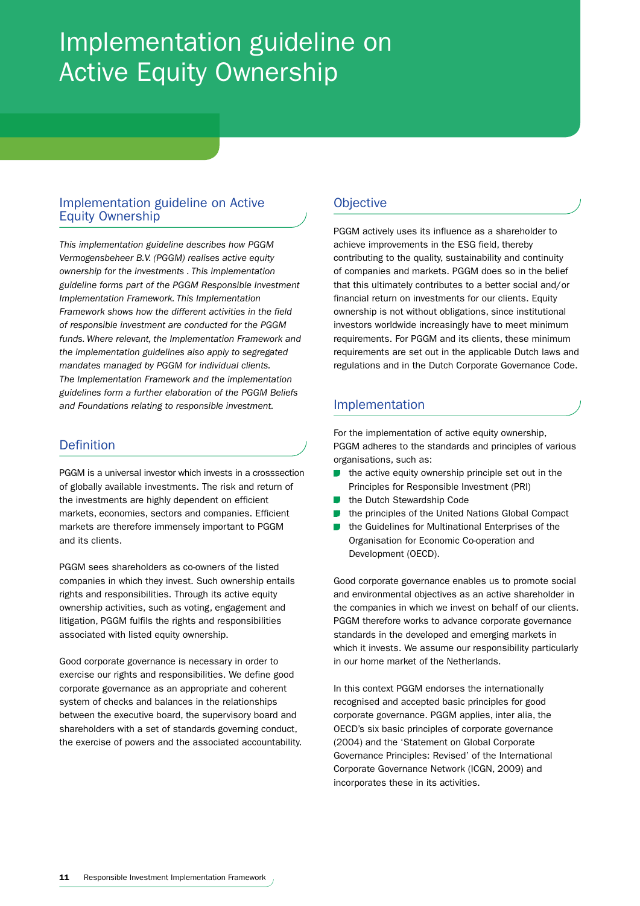# Implementation guideline on Active Equity Ownership

## Implementation guideline on Active Equity Ownership

*This implementation guideline describes how PGGM Vermogensbeheer B.V. (PGGM) realises active equity ownership for the investments . This implementation guideline forms part of the PGGM Responsible Investment Implementation Framework. This Implementation Framework shows how the different activities in the field of responsible investment are conducted for the PGGM funds. Where relevant, the Implementation Framework and the implementation guidelines also apply to segregated mandates managed by PGGM for individual clients. The Implementation Framework and the implementation guidelines form a further elaboration of the PGGM Beliefs and Foundations relating to responsible investment.*

## Definition

PGGM is a universal investor which invests in a crosssection of globally available investments. The risk and return of the investments are highly dependent on efficient markets, economies, sectors and companies. Efficient markets are therefore immensely important to PGGM and its clients.

PGGM sees shareholders as co-owners of the listed companies in which they invest. Such ownership entails rights and responsibilities. Through its active equity ownership activities, such as voting, engagement and litigation, PGGM fulfils the rights and responsibilities associated with listed equity ownership.

Good corporate governance is necessary in order to exercise our rights and responsibilities. We define good corporate governance as an appropriate and coherent system of checks and balances in the relationships between the executive board, the supervisory board and shareholders with a set of standards governing conduct, the exercise of powers and the associated accountability.

## Objective

PGGM actively uses its influence as a shareholder to achieve improvements in the ESG field, thereby contributing to the quality, sustainability and continuity of companies and markets. PGGM does so in the belief that this ultimately contributes to a better social and/or financial return on investments for our clients. Equity ownership is not without obligations, since institutional investors worldwide increasingly have to meet minimum requirements. For PGGM and its clients, these minimum requirements are set out in the applicable Dutch laws and regulations and in the Dutch Corporate Governance Code.

## Implementation

For the implementation of active equity ownership, PGGM adheres to the standards and principles of various organisations, such as:

- the active equity ownership principle set out in the Principles for Responsible Investment (PRI)
- the Dutch Stewardship Code
- the principles of the United Nations Global Compact
- the Guidelines for Multinational Enterprises of the Organisation for Economic Co-operation and Development (OECD).

Good corporate governance enables us to promote social and environmental objectives as an active shareholder in the companies in which we invest on behalf of our clients. PGGM therefore works to advance corporate governance standards in the developed and emerging markets in which it invests. We assume our responsibility particularly in our home market of the Netherlands.

In this context PGGM endorses the internationally recognised and accepted basic principles for good corporate governance. PGGM applies, inter alia, the OECD's six basic principles of corporate governance (2004) and the 'Statement on Global Corporate Governance Principles: Revised' of the International Corporate Governance Network (ICGN, 2009) and incorporates these in its activities.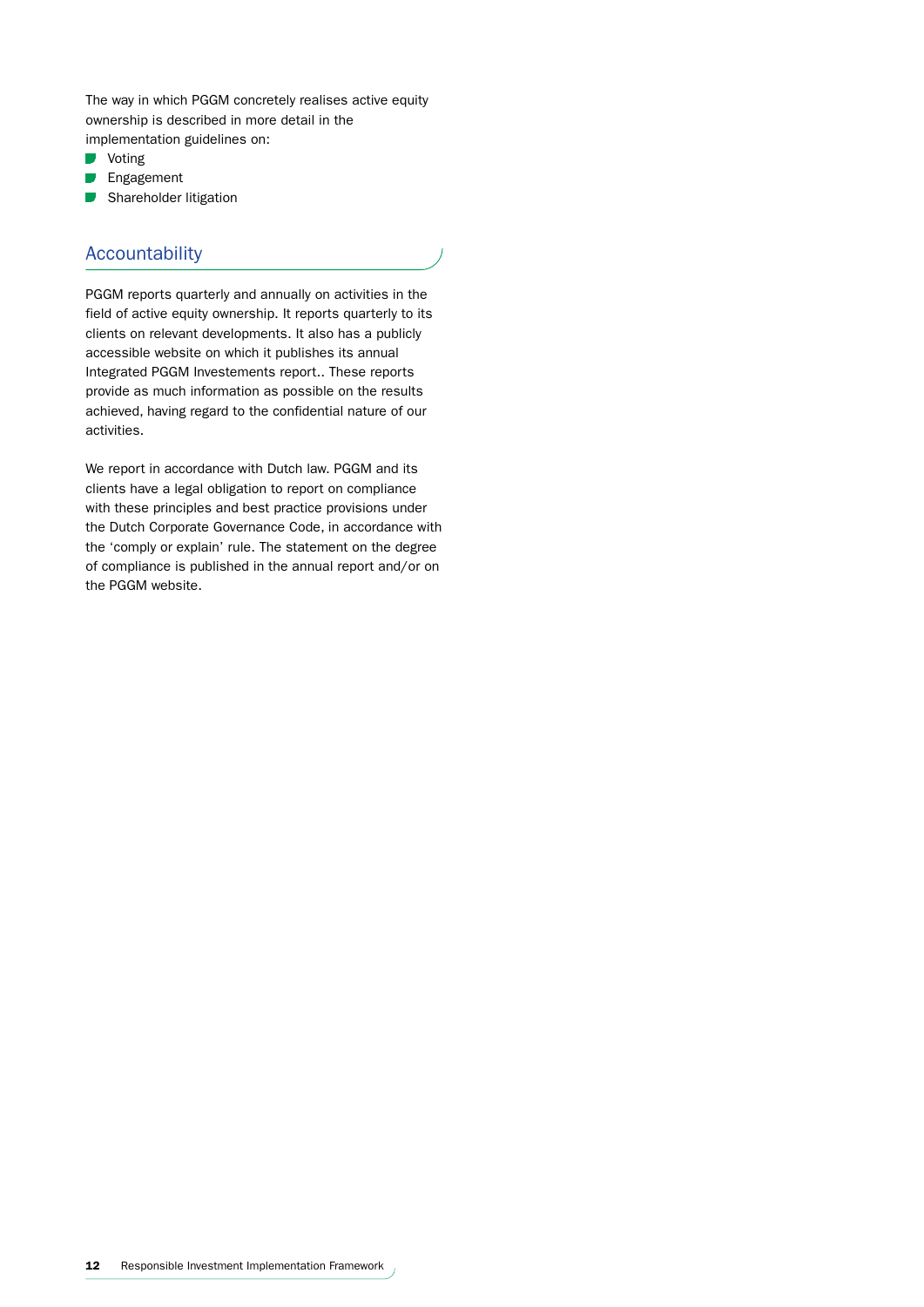The way in which PGGM concretely realises active equity ownership is described in more detail in the implementation guidelines on:

- Voting
- Engagement
- Shareholder litigation

## Accountability

PGGM reports quarterly and annually on activities in the field of active equity ownership. It reports quarterly to its clients on relevant developments. It also has a publicly accessible website on which it publishes its annual Integrated PGGM Investements report.. These reports provide as much information as possible on the results achieved, having regard to the confidential nature of our activities.

We report in accordance with Dutch law. PGGM and its clients have a legal obligation to report on compliance with these principles and best practice provisions under the Dutch Corporate Governance Code, in accordance with the 'comply or explain' rule. The statement on the degree of compliance is published in the annual report and/or on the PGGM website.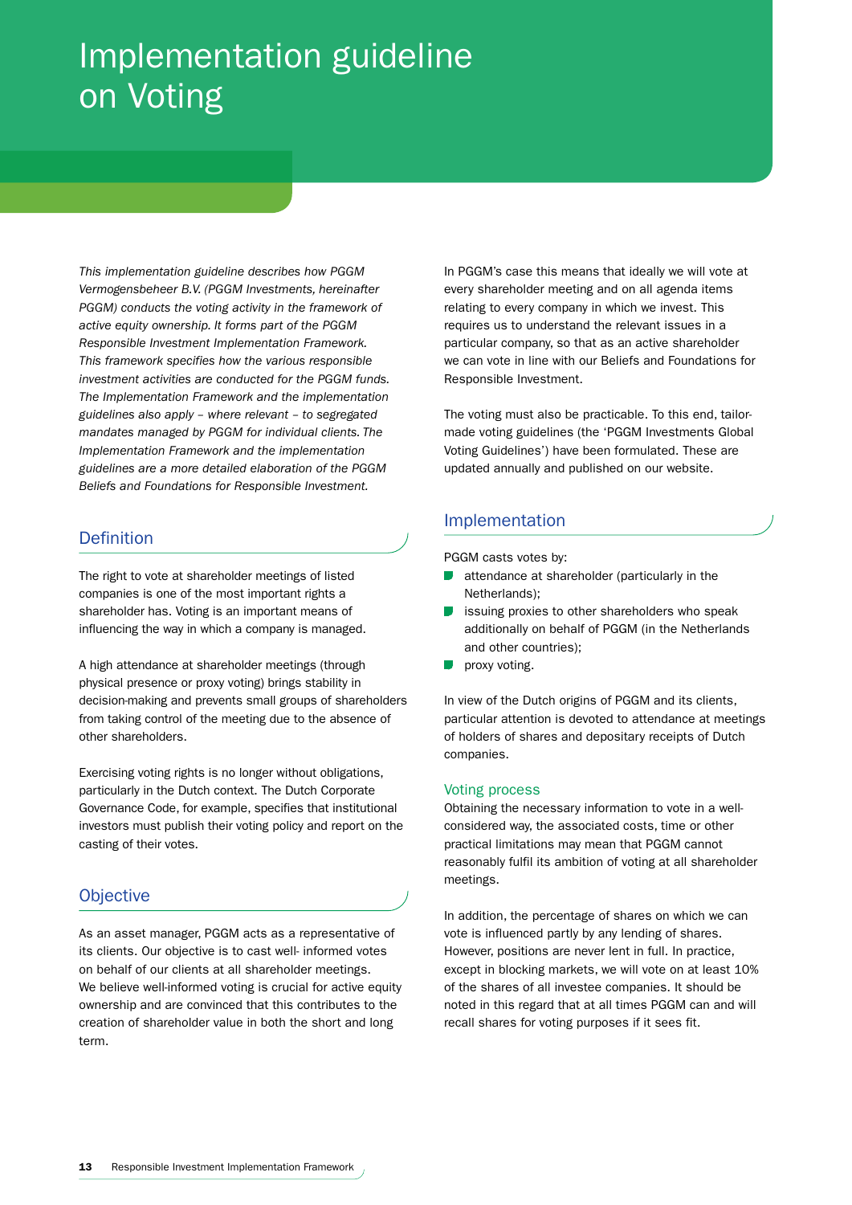# Implementation guideline on Voting

*This implementation guideline describes how PGGM Vermogensbeheer B.V. (PGGM Investments, hereinafter PGGM) conducts the voting activity in the framework of active equity ownership. It forms part of the PGGM Responsible Investment Implementation Framework. This framework specifies how the various responsible investment activities are conducted for the PGGM funds. The Implementation Framework and the implementation guidelines also apply – where relevant – to segregated mandates managed by PGGM for individual clients. The Implementation Framework and the implementation guidelines are a more detailed elaboration of the PGGM Beliefs and Foundations for Responsible Investment.*

## Definition

The right to vote at shareholder meetings of listed companies is one of the most important rights a shareholder has. Voting is an important means of influencing the way in which a company is managed.

A high attendance at shareholder meetings (through physical presence or proxy voting) brings stability in decision-making and prevents small groups of shareholders from taking control of the meeting due to the absence of other shareholders.

Exercising voting rights is no longer without obligations, particularly in the Dutch context. The Dutch Corporate Governance Code, for example, specifies that institutional investors must publish their voting policy and report on the casting of their votes.

## Objective

As an asset manager, PGGM acts as a representative of its clients. Our objective is to cast well- informed votes on behalf of our clients at all shareholder meetings. We believe well-informed voting is crucial for active equity ownership and are convinced that this contributes to the creation of shareholder value in both the short and long term.

In PGGM's case this means that ideally we will vote at every shareholder meeting and on all agenda items relating to every company in which we invest. This requires us to understand the relevant issues in a particular company, so that as an active shareholder we can vote in line with our Beliefs and Foundations for Responsible Investment.

The voting must also be practicable. To this end, tailor-made voting guidelines (the 'PGGM Investments Global Voting Guidelines') have been formulated. These are updated annually and published on our website.

## Implementation

PGGM casts votes by:

- attendance at shareholder (particularly in the Netherlands);
- issuing proxies to other shareholders who speak additionally on behalf of PGGM (in the Netherlands and other countries);
- proxy voting.

In view of the Dutch origins of PGGM and its clients, particular attention is devoted to attendance at meetings of holders of shares and depositary receipts of Dutch companies.

### Voting process

Obtaining the necessary information to vote in a well-considered way, the associated costs, time or other practical limitations may mean that PGGM cannot reasonably fulfil its ambition of voting at all shareholder meetings.

In addition, the percentage of shares on which we can vote is influenced partly by any lending of shares. However, positions are never lent in full. In practice, except in blocking markets, we will vote on at least 10% of the shares of all investee companies. It should be noted in this regard that at all times PGGM can and will recall shares for voting purposes if it sees fit.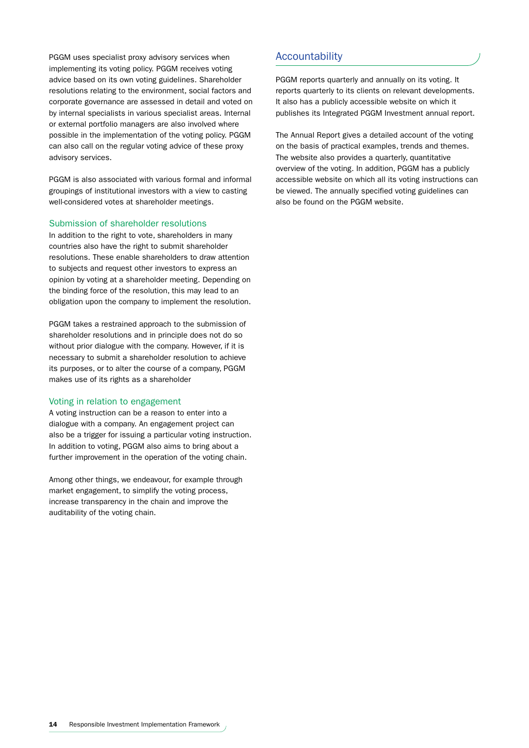PGGM uses specialist proxy advisory services when implementing its voting policy. PGGM receives voting advice based on its own voting guidelines. Shareholder resolutions relating to the environment, social factors and corporate governance are assessed in detail and voted on by internal specialists in various specialist areas. Internal or external portfolio managers are also involved where possible in the implementation of the voting policy. PGGM can also call on the regular voting advice of these proxy advisory services.

PGGM is also associated with various formal and informal groupings of institutional investors with a view to casting well-considered votes at shareholder meetings.

### Submission of shareholder resolutions

In addition to the right to vote, shareholders in many countries also have the right to submit shareholder resolutions. These enable shareholders to draw attention to subjects and request other investors to express an opinion by voting at a shareholder meeting. Depending on the binding force of the resolution, this may lead to an obligation upon the company to implement the resolution.

PGGM takes a restrained approach to the submission of shareholder resolutions and in principle does not do so without prior dialogue with the company. However, if it is necessary to submit a shareholder resolution to achieve its purposes, or to alter the course of a company, PGGM makes use of its rights as a shareholder

### Voting in relation to engagement

A voting instruction can be a reason to enter into a dialogue with a company. An engagement project can also be a trigger for issuing a particular voting instruction. In addition to voting, PGGM also aims to bring about a further improvement in the operation of the voting chain.

Among other things, we endeavour, for example through market engagement, to simplify the voting process, increase transparency in the chain and improve the auditability of the voting chain.

## Accountability

PGGM reports quarterly and annually on its voting. It reports quarterly to its clients on relevant developments. It also has a publicly accessible website on which it publishes its Integrated PGGM Investment annual report.

The Annual Report gives a detailed account of the voting on the basis of practical examples, trends and themes. The website also provides a quarterly, quantitative overview of the voting. In addition, PGGM has a publicly accessible website on which all its voting instructions can be viewed. The annually specified voting guidelines can also be found on the PGGM website.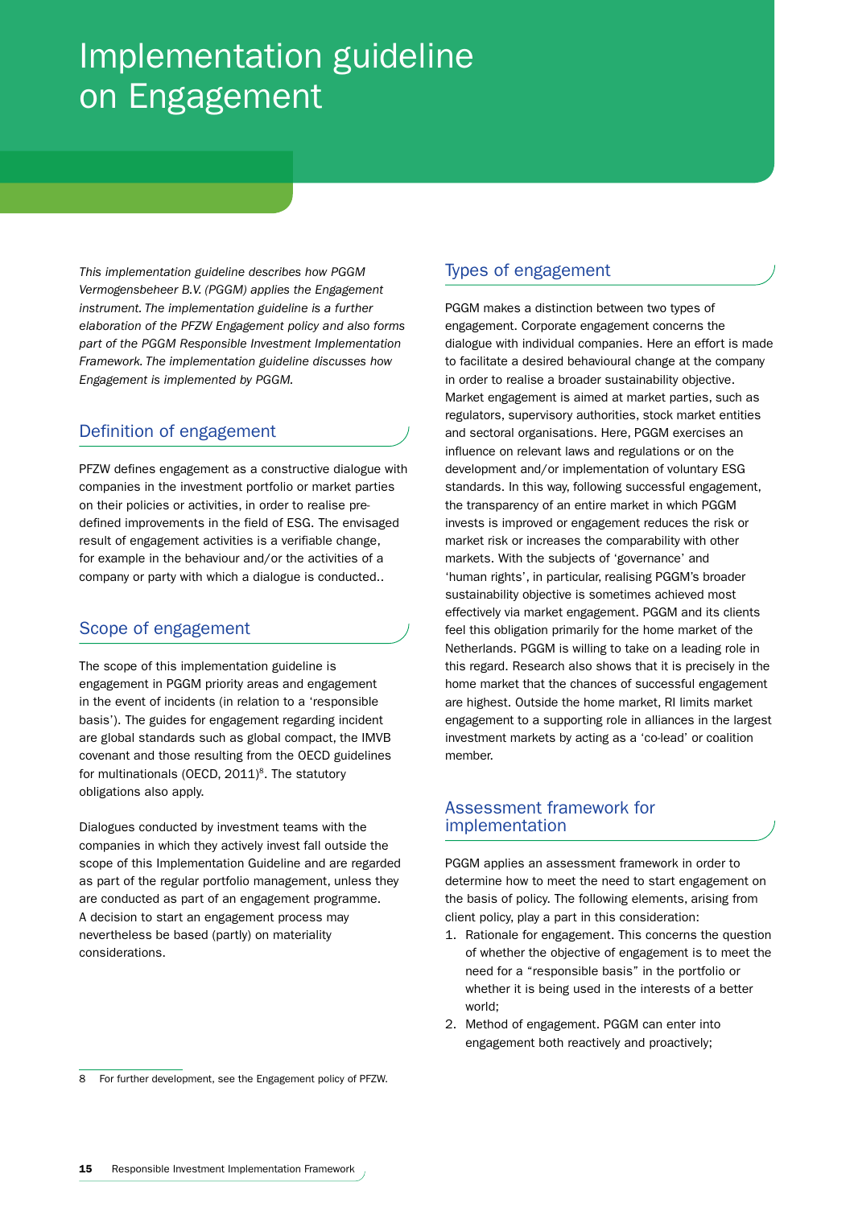# Implementation guideline on Engagement

*This implementation guideline describes how PGGM Vermogensbeheer B.V. (PGGM) applies the Engagement instrument. The implementation guideline is a further elaboration of the PFZW Engagement policy and also forms part of the PGGM Responsible Investment Implementation Framework. The implementation guideline discusses how Engagement is implemented by PGGM.*

## Definition of engagement

PFZW defines engagement as a constructive dialogue with companies in the investment portfolio or market parties on their policies or activities, in order to realise pre-defined improvements in the field of ESG. The envisaged result of engagement activities is a verifiable change, for example in the behaviour and/or the activities of a company or party with which a dialogue is conducted..

## Scope of engagement

The scope of this implementation guideline is engagement in PGGM priority areas and engagement in the event of incidents (in relation to a 'responsible basis'). The guides for engagement regarding incident are global standards such as global compact, the IMVB covenant and those resulting from the OECD guidelines for multinationals (OECD, 2011)[8]. The statutory obligations also apply.

Dialogues conducted by investment teams with the companies in which they actively invest fall outside the scope of this Implementation Guideline and are regarded as part of the regular portfolio management, unless they are conducted as part of an engagement programme. A decision to start an engagement process may nevertheless be based (partly) on materiality considerations.

## Types of engagement

PGGM makes a distinction between two types of engagement. Corporate engagement concerns the dialogue with individual companies. Here an effort is made to facilitate a desired behavioural change at the company in order to realise a broader sustainability objective. Market engagement is aimed at market parties, such as regulators, supervisory authorities, stock market entities and sectoral organisations. Here, PGGM exercises an influence on relevant laws and regulations or on the development and/or implementation of voluntary ESG standards. In this way, following successful engagement, the transparency of an entire market in which PGGM invests is improved or engagement reduces the risk or market risk or increases the comparability with other markets. With the subjects of 'governance' and 'human rights', in particular, realising PGGM's broader sustainability objective is sometimes achieved most effectively via market engagement. PGGM and its clients feel this obligation primarily for the home market of the Netherlands. PGGM is willing to take on a leading role in this regard. Research also shows that it is precisely in the home market that the chances of successful engagement are highest. Outside the home market, RI limits market engagement to a supporting role in alliances in the largest investment markets by acting as a 'co-lead' or coalition member.

## Assessment framework for implementation

PGGM applies an assessment framework in order to determine how to meet the need to start engagement on the basis of policy. The following elements, arising from client policy, play a part in this consideration:

1. Rationale for engagement. This concerns the question of whether the objective of engagement is to meet the need for a "responsible basis" in the portfolio or whether it is being used in the interests of a better world;
2. Method of engagement. PGGM can enter into engagement both reactively and proactively;

---

8 For further development, see the Engagement policy of PFZW.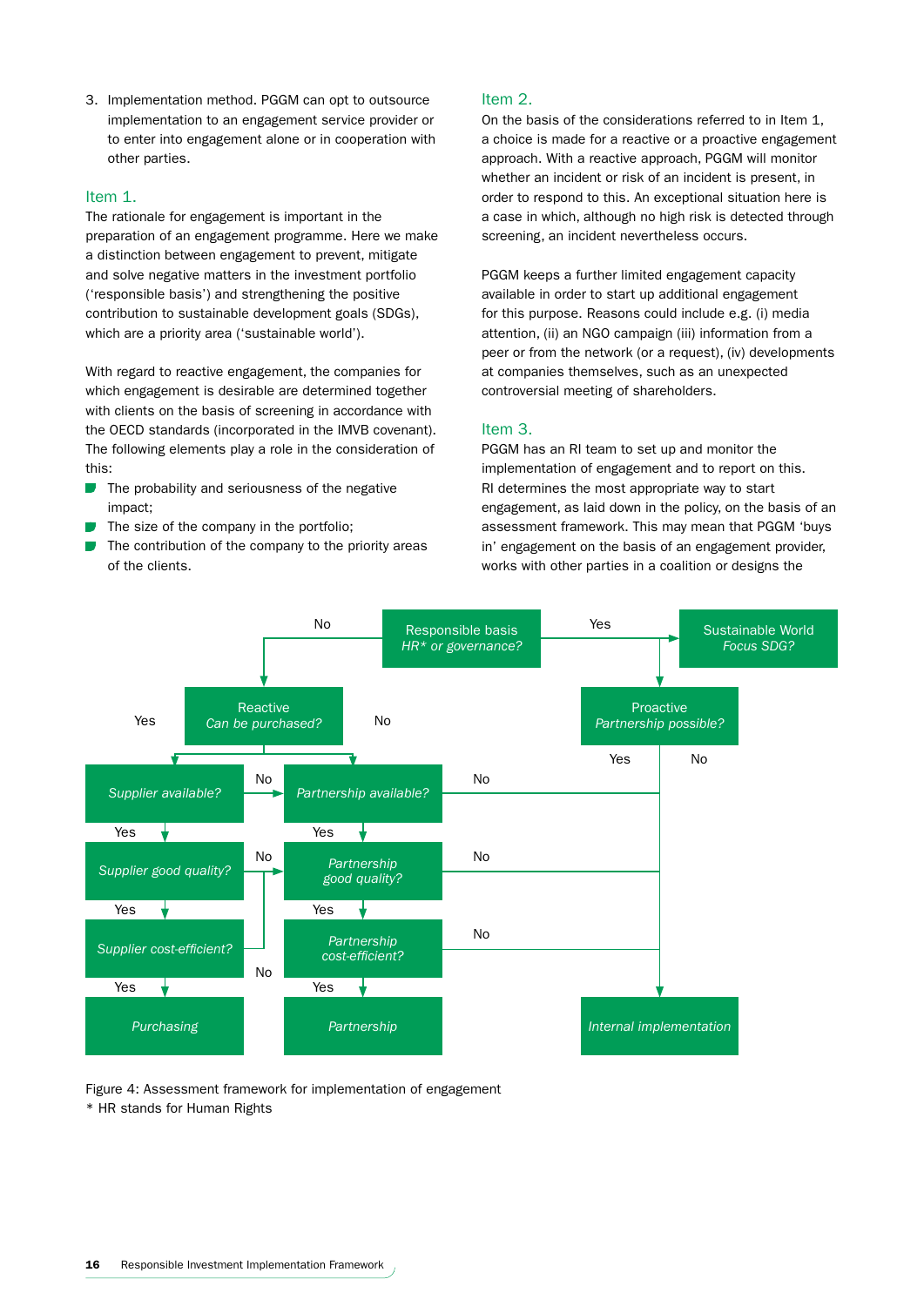3. Implementation method. PGGM can opt to outsource implementation to an engagement service provider or to enter into engagement alone or in cooperation with other parties.

## Item 1.

The rationale for engagement is important in the preparation of an engagement programme. Here we make a distinction between engagement to prevent, mitigate and solve negative matters in the investment portfolio ('responsible basis') and strengthening the positive contribution to sustainable development goals (SDGs), which are a priority area ('sustainable world').

With regard to reactive engagement, the companies for which engagement is desirable are determined together with clients on the basis of screening in accordance with the OECD standards (incorporated in the IMVB covenant). The following elements play a role in the consideration of this:

- The probability and seriousness of the negative impact;
- The size of the company in the portfolio;
- The contribution of the company to the priority areas of the clients.

## Item 2.

On the basis of the considerations referred to in Item 1, a choice is made for a reactive or a proactive engagement approach. With a reactive approach, PGGM will monitor whether an incident or risk of an incident is present, in order to respond to this. An exceptional situation here is a case in which, although no high risk is detected through screening, an incident nevertheless occurs.

PGGM keeps a further limited engagement capacity available in order to start up additional engagement for this purpose. Reasons could include e.g. (i) media attention, (ii) an NGO campaign (iii) information from a peer or from the network (or a request), (iv) developments at companies themselves, such as an unexpected controversial meeting of shareholders.

## Item 3.

PGGM has an RI team to set up and monitor the implementation of engagement and to report on this. RI determines the most appropriate way to start engagement, as laid down in the policy, on the basis of an assessment framework. This may mean that PGGM 'buys in' engagement on the basis of an engagement provider, works with other parties in a coalition or designs the

- **Responsible basis** *HR* or governance?*
  - Yes → **Sustainable World** *Focus SDG?* → **Proactive** *Partnership possible?*
    - Yes → *Partnership available?*
    - No → *Internal implementation*
  - No → **Reactive** *Can be purchased?*
    - Yes → *Supplier available?*
      - Yes → *Supplier good quality?*
        - Yes → *Supplier cost-efficient?*
          - Yes → *Purchasing*
          - No → *Partnership available?*
        - No → *Partnership available?*
      - No → *Partnership available?*
    - No → *Partnership available?*
      - Yes → *Partnership good quality?*
        - Yes → *Partnership cost-efficient?*
          - Yes → *Partnership*
          - No → *Internal implementation*
        - No → *Internal implementation*
      - No → *Internal implementation*

Figure 4: Assessment framework for implementation of engagement
\* HR stands for Human Rights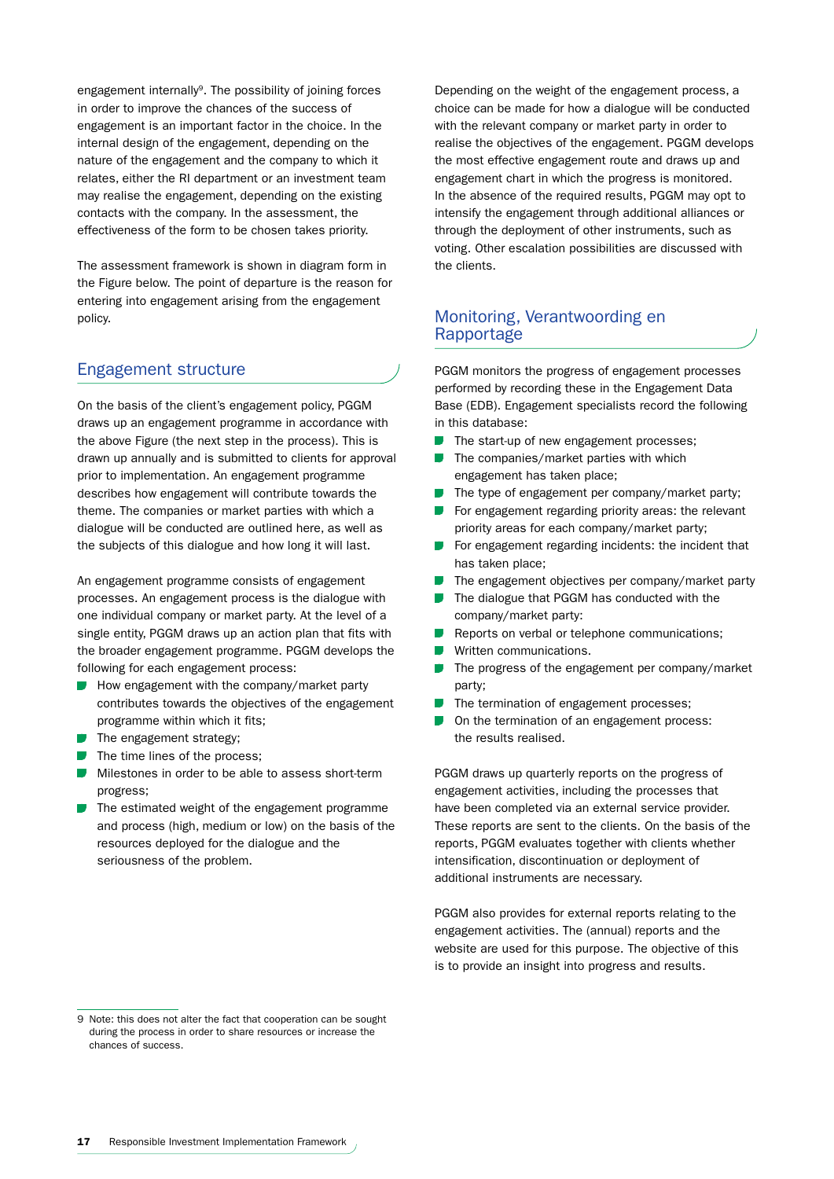engagement internally[9]. The possibility of joining forces in order to improve the chances of the success of engagement is an important factor in the choice. In the internal design of the engagement, depending on the nature of the engagement and the company to which it relates, either the RI department or an investment team may realise the engagement, depending on the existing contacts with the company. In the assessment, the effectiveness of the form to be chosen takes priority.

The assessment framework is shown in diagram form in the Figure below. The point of departure is the reason for entering into engagement arising from the engagement policy.

## Engagement structure

On the basis of the client's engagement policy, PGGM draws up an engagement programme in accordance with the above Figure (the next step in the process). This is drawn up annually and is submitted to clients for approval prior to implementation. An engagement programme describes how engagement will contribute towards the theme. The companies or market parties with which a dialogue will be conducted are outlined here, as well as the subjects of this dialogue and how long it will last.

An engagement programme consists of engagement processes. An engagement process is the dialogue with one individual company or market party. At the level of a single entity, PGGM draws up an action plan that fits with the broader engagement programme. PGGM develops the following for each engagement process:

- How engagement with the company/market party contributes towards the objectives of the engagement programme within which it fits;
- The engagement strategy;
- The time lines of the process;
- Milestones in order to be able to assess short-term progress;
- The estimated weight of the engagement programme and process (high, medium or low) on the basis of the resources deployed for the dialogue and the seriousness of the problem.

Depending on the weight of the engagement process, a choice can be made for how a dialogue will be conducted with the relevant company or market party in order to realise the objectives of the engagement. PGGM develops the most effective engagement route and draws up and engagement chart in which the progress is monitored. In the absence of the required results, PGGM may opt to intensify the engagement through additional alliances or through the deployment of other instruments, such as voting. Other escalation possibilities are discussed with the clients.

## Monitoring, Verantwoording en Rapportage

PGGM monitors the progress of engagement processes performed by recording these in the Engagement Data Base (EDB). Engagement specialists record the following in this database:

- The start-up of new engagement processes;
- The companies/market parties with which engagement has taken place;
- The type of engagement per company/market party;
- For engagement regarding priority areas: the relevant priority areas for each company/market party;
- For engagement regarding incidents: the incident that has taken place;
- The engagement objectives per company/market party
- The dialogue that PGGM has conducted with the company/market party:
- Reports on verbal or telephone communications;
- Written communications.
- The progress of the engagement per company/market party;
- The termination of engagement processes;
- On the termination of an engagement process: the results realised.

PGGM draws up quarterly reports on the progress of engagement activities, including the processes that have been completed via an external service provider. These reports are sent to the clients. On the basis of the reports, PGGM evaluates together with clients whether intensification, discontinuation or deployment of additional instruments are necessary.

PGGM also provides for external reports relating to the engagement activities. The (annual) reports and the website are used for this purpose. The objective of this is to provide an insight into progress and results.

---

9 Note: this does not alter the fact that cooperation can be sought during the process in order to share resources or increase the chances of success.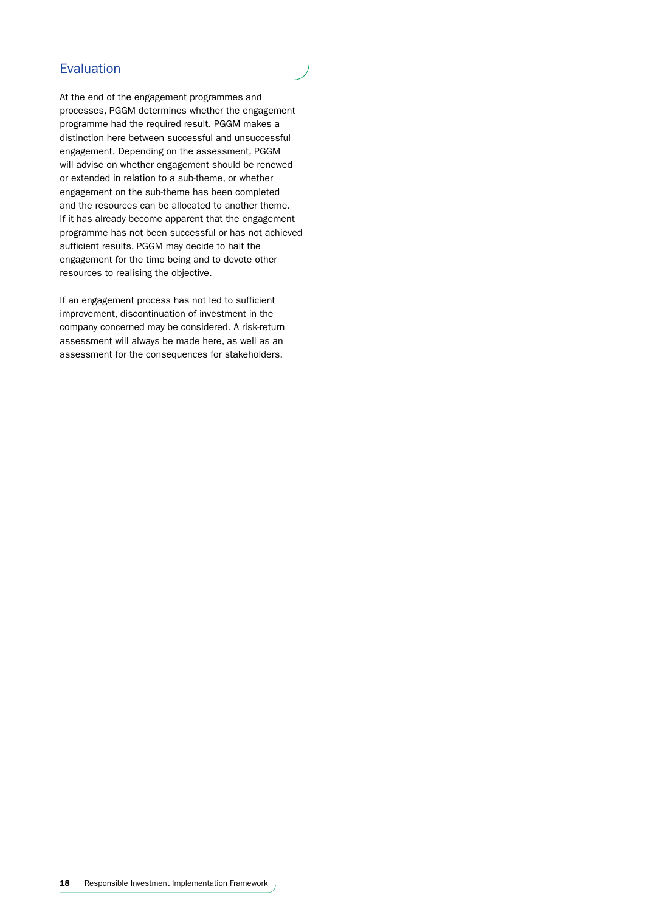## Evaluation

At the end of the engagement programmes and processes, PGGM determines whether the engagement programme had the required result. PGGM makes a distinction here between successful and unsuccessful engagement. Depending on the assessment, PGGM will advise on whether engagement should be renewed or extended in relation to a sub-theme, or whether engagement on the sub-theme has been completed and the resources can be allocated to another theme. If it has already become apparent that the engagement programme has not been successful or has not achieved sufficient results, PGGM may decide to halt the engagement for the time being and to devote other resources to realising the objective.

If an engagement process has not led to sufficient improvement, discontinuation of investment in the company concerned may be considered. A risk-return assessment will always be made here, as well as an assessment for the consequences for stakeholders.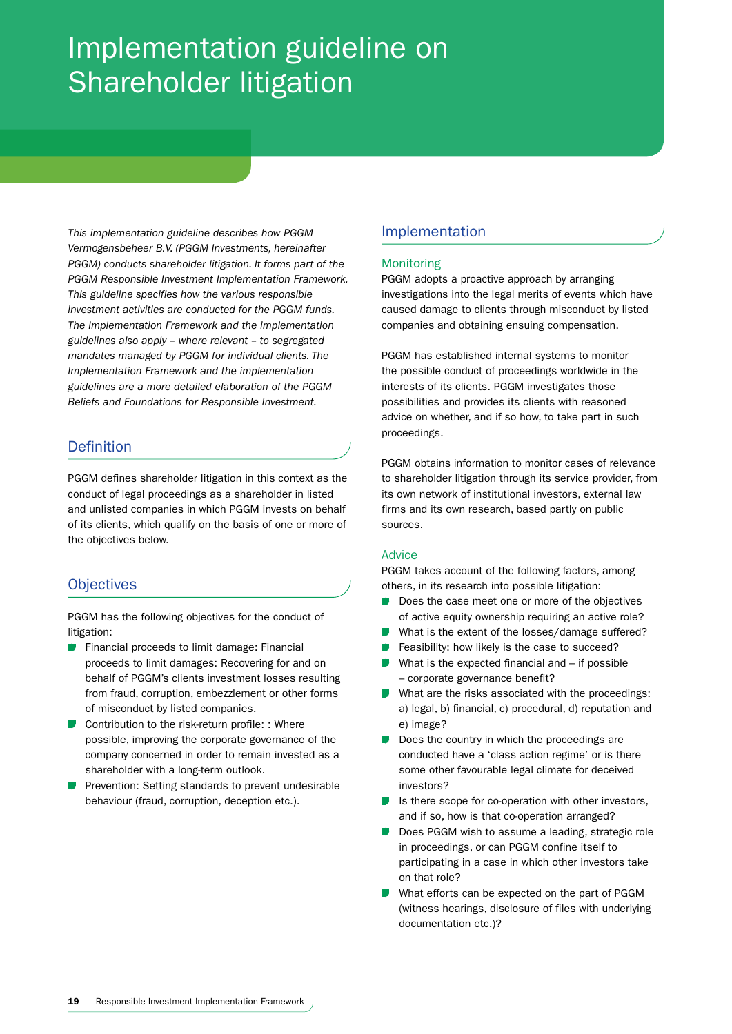# Implementation guideline on Shareholder litigation

*This implementation guideline describes how PGGM Vermogensbeheer B.V. (PGGM Investments, hereinafter PGGM) conducts shareholder litigation. It forms part of the PGGM Responsible Investment Implementation Framework. This guideline specifies how the various responsible investment activities are conducted for the PGGM funds. The Implementation Framework and the implementation guidelines also apply – where relevant – to segregated mandates managed by PGGM for individual clients. The Implementation Framework and the implementation guidelines are a more detailed elaboration of the PGGM Beliefs and Foundations for Responsible Investment.*

## Definition

PGGM defines shareholder litigation in this context as the conduct of legal proceedings as a shareholder in listed and unlisted companies in which PGGM invests on behalf of its clients, which qualify on the basis of one or more of the objectives below.

## Objectives

PGGM has the following objectives for the conduct of litigation:

- Financial proceeds to limit damage: Financial proceeds to limit damages: Recovering for and on behalf of PGGM's clients investment losses resulting from fraud, corruption, embezzlement or other forms of misconduct by listed companies.
- Contribution to the risk-return profile: : Where possible, improving the corporate governance of the company concerned in order to remain invested as a shareholder with a long-term outlook.
- Prevention: Setting standards to prevent undesirable behaviour (fraud, corruption, deception etc.).

## Implementation

### Monitoring

PGGM adopts a proactive approach by arranging investigations into the legal merits of events which have caused damage to clients through misconduct by listed companies and obtaining ensuing compensation.

PGGM has established internal systems to monitor the possible conduct of proceedings worldwide in the interests of its clients. PGGM investigates those possibilities and provides its clients with reasoned advice on whether, and if so how, to take part in such proceedings.

PGGM obtains information to monitor cases of relevance to shareholder litigation through its service provider, from its own network of institutional investors, external law firms and its own research, based partly on public sources.

### Advice

PGGM takes account of the following factors, among others, in its research into possible litigation:

- Does the case meet one or more of the objectives of active equity ownership requiring an active role?
- What is the extent of the losses/damage suffered?
- Feasibility: how likely is the case to succeed?
- What is the expected financial and – if possible – corporate governance benefit?
- What are the risks associated with the proceedings: a) legal, b) financial, c) procedural, d) reputation and e) image?
- Does the country in which the proceedings are conducted have a 'class action regime' or is there some other favourable legal climate for deceived investors?
- Is there scope for co-operation with other investors, and if so, how is that co-operation arranged?
- Does PGGM wish to assume a leading, strategic role in proceedings, or can PGGM confine itself to participating in a case in which other investors take on that role?
- What efforts can be expected on the part of PGGM (witness hearings, disclosure of files with underlying documentation etc.)?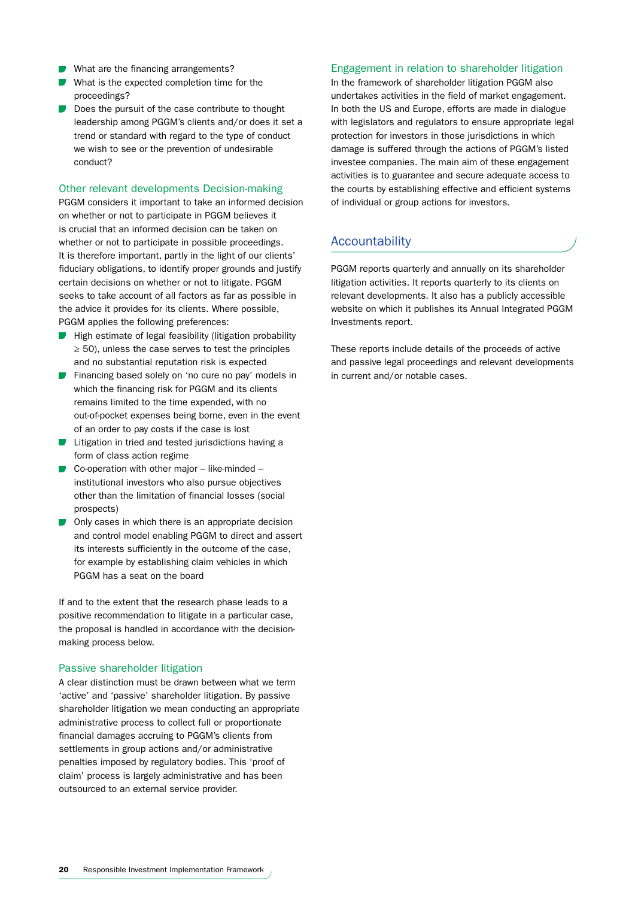- What are the financing arrangements?
- What is the expected completion time for the proceedings?
- Does the pursuit of the case contribute to thought leadership among PGGM's clients and/or does it set a trend or standard with regard to the type of conduct we wish to see or the prevention of undesirable conduct?

### Other relevant developments Decision-making

PGGM considers it important to take an informed decision on whether or not to participate in PGGM believes it is crucial that an informed decision can be taken on whether or not to participate in possible proceedings. It is therefore important, partly in the light of our clients' fiduciary obligations, to identify proper grounds and justify certain decisions on whether or not to litigate. PGGM seeks to take account of all factors as far as possible in the advice it provides for its clients. Where possible, PGGM applies the following preferences:

- High estimate of legal feasibility (litigation probability ≥ 50), unless the case serves to test the principles and no substantial reputation risk is expected
- Financing based solely on 'no cure no pay' models in which the financing risk for PGGM and its clients remains limited to the time expended, with no out-of-pocket expenses being borne, even in the event of an order to pay costs if the case is lost
- Litigation in tried and tested jurisdictions having a form of class action regime
- Co-operation with other major – like-minded – institutional investors who also pursue objectives other than the limitation of financial losses (social prospects)
- Only cases in which there is an appropriate decision and control model enabling PGGM to direct and assert its interests sufficiently in the outcome of the case, for example by establishing claim vehicles in which PGGM has a seat on the board

If and to the extent that the research phase leads to a positive recommendation to litigate in a particular case, the proposal is handled in accordance with the decision-making process below.

### Passive shareholder litigation

A clear distinction must be drawn between what we term 'active' and 'passive' shareholder litigation. By passive shareholder litigation we mean conducting an appropriate administrative process to collect full or proportionate financial damages accruing to PGGM's clients from settlements in group actions and/or administrative penalties imposed by regulatory bodies. This 'proof of claim' process is largely administrative and has been outsourced to an external service provider.

### Engagement in relation to shareholder litigation

In the framework of shareholder litigation PGGM also undertakes activities in the field of market engagement. In both the US and Europe, efforts are made in dialogue with legislators and regulators to ensure appropriate legal protection for investors in those jurisdictions in which damage is suffered through the actions of PGGM's listed investee companies. The main aim of these engagement activities is to guarantee and secure adequate access to the courts by establishing effective and efficient systems of individual or group actions for investors.

## Accountability

PGGM reports quarterly and annually on its shareholder litigation activities. It reports quarterly to its clients on relevant developments. It also has a publicly accessible website on which it publishes its Annual Integrated PGGM Investments report.

These reports include details of the proceeds of active and passive legal proceedings and relevant developments in current and/or notable cases.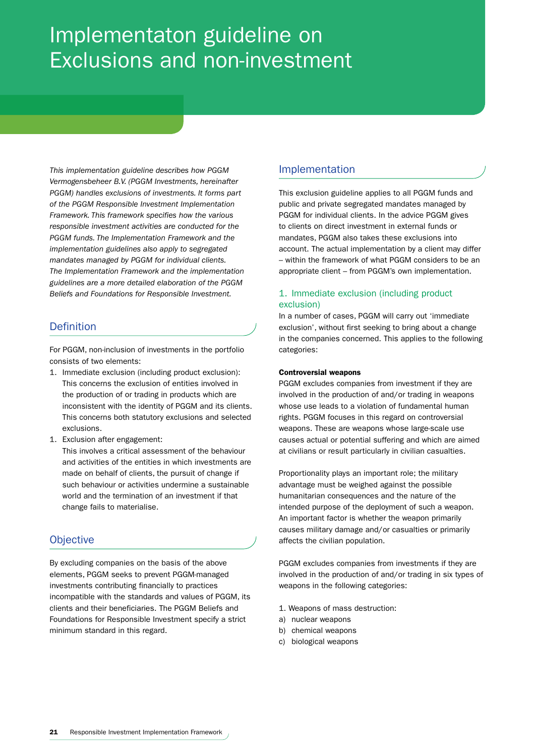# Implementaton guideline on Exclusions and non-investment

*This implementation guideline describes how PGGM Vermogensbeheer B.V. (PGGM Investments, hereinafter PGGM) handles exclusions of investments. It forms part of the PGGM Responsible Investment Implementation Framework. This framework specifies how the various responsible investment activities are conducted for the PGGM funds. The Implementation Framework and the implementation guidelines also apply to segregated mandates managed by PGGM for individual clients. The Implementation Framework and the implementation guidelines are a more detailed elaboration of the PGGM Beliefs and Foundations for Responsible Investment.*

## Definition

For PGGM, non-inclusion of investments in the portfolio consists of two elements:

1. Immediate exclusion (including product exclusion): This concerns the exclusion of entities involved in the production of or trading in products which are inconsistent with the identity of PGGM and its clients. This concerns both statutory exclusions and selected exclusions.
1. Exclusion after engagement: This involves a critical assessment of the behaviour and activities of the entities in which investments are made on behalf of clients, the pursuit of change if such behaviour or activities undermine a sustainable world and the termination of an investment if that change fails to materialise.

## Objective

By excluding companies on the basis of the above elements, PGGM seeks to prevent PGGM-managed investments contributing financially to practices incompatible with the standards and values of PGGM, its clients and their beneficiaries. The PGGM Beliefs and Foundations for Responsible Investment specify a strict minimum standard in this regard.

## Implementation

This exclusion guideline applies to all PGGM funds and public and private segregated mandates managed by PGGM for individual clients. In the advice PGGM gives to clients on direct investment in external funds or mandates, PGGM also takes these exclusions into account. The actual implementation by a client may differ – within the framework of what PGGM considers to be an appropriate client – from PGGM's own implementation.

### 1. Immediate exclusion (including product exclusion)

In a number of cases, PGGM will carry out 'immediate exclusion', without first seeking to bring about a change in the companies concerned. This applies to the following categories:

**Controversial weapons**

PGGM excludes companies from investment if they are involved in the production of and/or trading in weapons whose use leads to a violation of fundamental human rights. PGGM focuses in this regard on controversial weapons. These are weapons whose large-scale use causes actual or potential suffering and which are aimed at civilians or result particularly in civilian casualties.

Proportionality plays an important role; the military advantage must be weighed against the possible humanitarian consequences and the nature of the intended purpose of the deployment of such a weapon. An important factor is whether the weapon primarily causes military damage and/or casualties or primarily affects the civilian population.

PGGM excludes companies from investments if they are involved in the production of and/or trading in six types of weapons in the following categories:

1. Weapons of mass destruction:

a) nuclear weapons
b) chemical weapons
c) biological weapons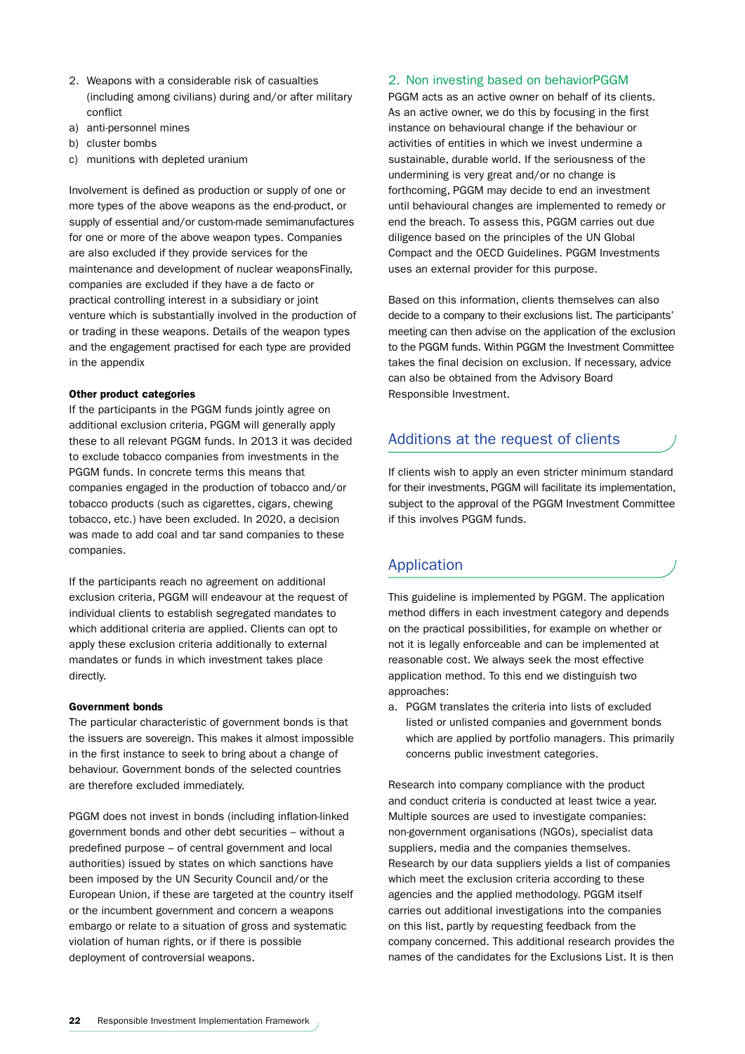2. Weapons with a considerable risk of casualties (including among civilians) during and/or after military conflict

a) anti-personnel mines
b) cluster bombs
c) munitions with depleted uranium

Involvement is defined as production or supply of one or more types of the above weapons as the end-product, or supply of essential and/or custom-made semimanufactures for one or more of the above weapon types. Companies are also excluded if they provide services for the maintenance and development of nuclear weaponsFinally, companies are excluded if they have a de facto or practical controlling interest in a subsidiary or joint venture which is substantially involved in the production of or trading in these weapons. Details of the weapon types and the engagement practised for each type are provided in the appendix

**Other product categories**

If the participants in the PGGM funds jointly agree on additional exclusion criteria, PGGM will generally apply these to all relevant PGGM funds. In 2013 it was decided to exclude tobacco companies from investments in the PGGM funds. In concrete terms this means that companies engaged in the production of tobacco and/or tobacco products (such as cigarettes, cigars, chewing tobacco, etc.) have been excluded. In 2020, a decision was made to add coal and tar sand companies to these companies.

If the participants reach no agreement on additional exclusion criteria, PGGM will endeavour at the request of individual clients to establish segregated mandates to which additional criteria are applied. Clients can opt to apply these exclusion criteria additionally to external mandates or funds in which investment takes place directly.

**Government bonds**

The particular characteristic of government bonds is that the issuers are sovereign. This makes it almost impossible in the first instance to seek to bring about a change of behaviour. Government bonds of the selected countries are therefore excluded immediately.

PGGM does not invest in bonds (including inflation-linked government bonds and other debt securities – without a predefined purpose – of central government and local authorities) issued by states on which sanctions have been imposed by the UN Security Council and/or the European Union, if these are targeted at the country itself or the incumbent government and concern a weapons embargo or relate to a situation of gross and systematic violation of human rights, or if there is possible deployment of controversial weapons.

### 2. Non investing based on behaviorPGGM

PGGM acts as an active owner on behalf of its clients. As an active owner, we do this by focusing in the first instance on behavioural change if the behaviour or activities of entities in which we invest undermine a sustainable, durable world. If the seriousness of the undermining is very great and/or no change is forthcoming, PGGM may decide to end an investment until behavioural changes are implemented to remedy or end the breach. To assess this, PGGM carries out due diligence based on the principles of the UN Global Compact and the OECD Guidelines. PGGM Investments uses an external provider for this purpose.

Based on this information, clients themselves can also decide to a company to their exclusions list. The participants' meeting can then advise on the application of the exclusion to the PGGM funds. Within PGGM the Investment Committee takes the final decision on exclusion. If necessary, advice can also be obtained from the Advisory Board Responsible Investment.

## Additions at the request of clients

If clients wish to apply an even stricter minimum standard for their investments, PGGM will facilitate its implementation, subject to the approval of the PGGM Investment Committee if this involves PGGM funds.

## Application

This guideline is implemented by PGGM. The application method differs in each investment category and depends on the practical possibilities, for example on whether or not it is legally enforceable and can be implemented at reasonable cost. We always seek the most effective application method. To this end we distinguish two approaches:

a. PGGM translates the criteria into lists of excluded listed or unlisted companies and government bonds which are applied by portfolio managers. This primarily concerns public investment categories.

Research into company compliance with the product and conduct criteria is conducted at least twice a year. Multiple sources are used to investigate companies: non-government organisations (NGOs), specialist data suppliers, media and the companies themselves. Research by our data suppliers yields a list of companies which meet the exclusion criteria according to these agencies and the applied methodology. PGGM itself carries out additional investigations into the companies on this list, partly by requesting feedback from the company concerned. This additional research provides the names of the candidates for the Exclusions List. It is then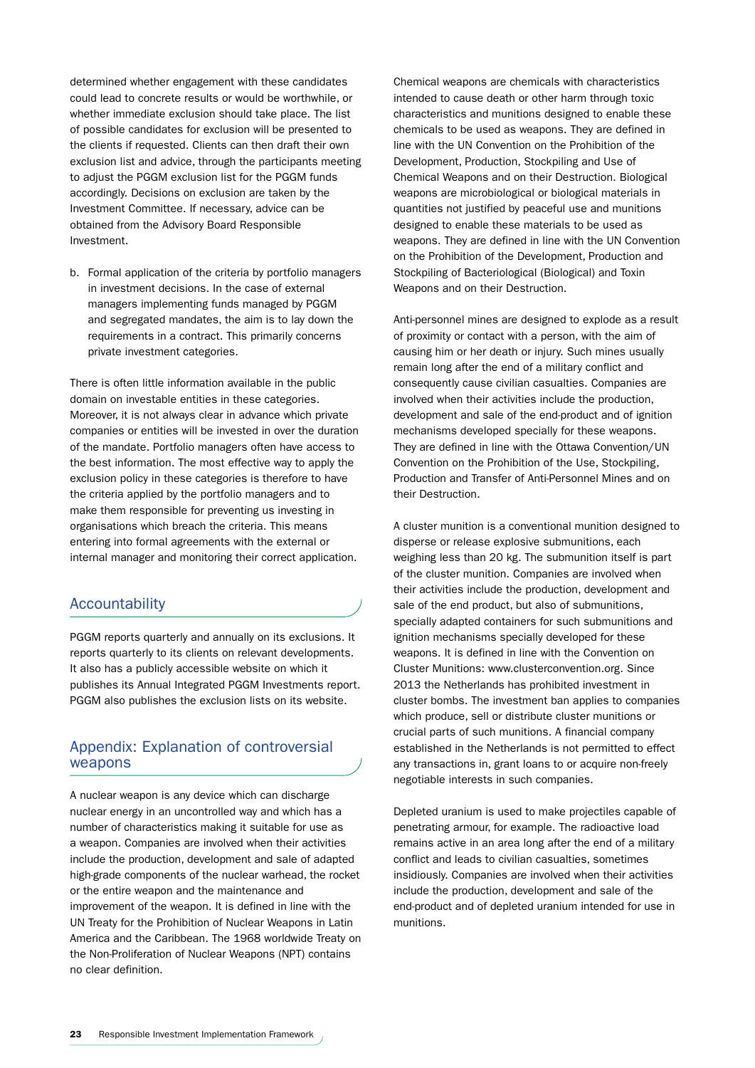determined whether engagement with these candidates could lead to concrete results or would be worthwhile, or whether immediate exclusion should take place. The list of possible candidates for exclusion will be presented to the clients if requested. Clients can then draft their own exclusion list and advice, through the participants meeting to adjust the PGGM exclusion list for the PGGM funds accordingly. Decisions on exclusion are taken by the Investment Committee. If necessary, advice can be obtained from the Advisory Board Responsible Investment.

b. Formal application of the criteria by portfolio managers in investment decisions. In the case of external managers implementing funds managed by PGGM and segregated mandates, the aim is to lay down the requirements in a contract. This primarily concerns private investment categories.

There is often little information available in the public domain on investable entities in these categories. Moreover, it is not always clear in advance which private companies or entities will be invested in over the duration of the mandate. Portfolio managers often have access to the best information. The most effective way to apply the exclusion policy in these categories is therefore to have the criteria applied by the portfolio managers and to make them responsible for preventing us investing in organisations which breach the criteria. This means entering into formal agreements with the external or internal manager and monitoring their correct application.

## Accountability

PGGM reports quarterly and annually on its exclusions. It reports quarterly to its clients on relevant developments. It also has a publicly accessible website on which it publishes its Annual Integrated PGGM Investments report. PGGM also publishes the exclusion lists on its website.

## Appendix: Explanation of controversial weapons

A nuclear weapon is any device which can discharge nuclear energy in an uncontrolled way and which has a number of characteristics making it suitable for use as a weapon. Companies are involved when their activities include the production, development and sale of adapted high-grade components of the nuclear warhead, the rocket or the entire weapon and the maintenance and improvement of the weapon. It is defined in line with the UN Treaty for the Prohibition of Nuclear Weapons in Latin America and the Caribbean. The 1968 worldwide Treaty on the Non-Proliferation of Nuclear Weapons (NPT) contains no clear definition.

Chemical weapons are chemicals with characteristics intended to cause death or other harm through toxic characteristics and munitions designed to enable these chemicals to be used as weapons. They are defined in line with the UN Convention on the Prohibition of the Development, Production, Stockpiling and Use of Chemical Weapons and on their Destruction. Biological weapons are microbiological or biological materials in quantities not justified by peaceful use and munitions designed to enable these materials to be used as weapons. They are defined in line with the UN Convention on the Prohibition of the Development, Production and Stockpiling of Bacteriological (Biological) and Toxin Weapons and on their Destruction.

Anti-personnel mines are designed to explode as a result of proximity or contact with a person, with the aim of causing him or her death or injury. Such mines usually remain long after the end of a military conflict and consequently cause civilian casualties. Companies are involved when their activities include the production, development and sale of the end-product and of ignition mechanisms developed specially for these weapons. They are defined in line with the Ottawa Convention/UN Convention on the Prohibition of the Use, Stockpiling, Production and Transfer of Anti-Personnel Mines and on their Destruction.

A cluster munition is a conventional munition designed to disperse or release explosive submunitions, each weighing less than 20 kg. The submunition itself is part of the cluster munition. Companies are involved when their activities include the production, development and sale of the end product, but also of submunitions, specially adapted containers for such submunitions and ignition mechanisms specially developed for these weapons. It is defined in line with the Convention on Cluster Munitions: www.clusterconvention.org. Since 2013 the Netherlands has prohibited investment in cluster bombs. The investment ban applies to companies which produce, sell or distribute cluster munitions or crucial parts of such munitions. A financial company established in the Netherlands is not permitted to effect any transactions in, grant loans to or acquire non-freely negotiable interests in such companies.

Depleted uranium is used to make projectiles capable of penetrating armour, for example. The radioactive load remains active in an area long after the end of a military conflict and leads to civilian casualties, sometimes insidiously. Companies are involved when their activities include the production, development and sale of the end-product and of depleted uranium intended for use in munitions.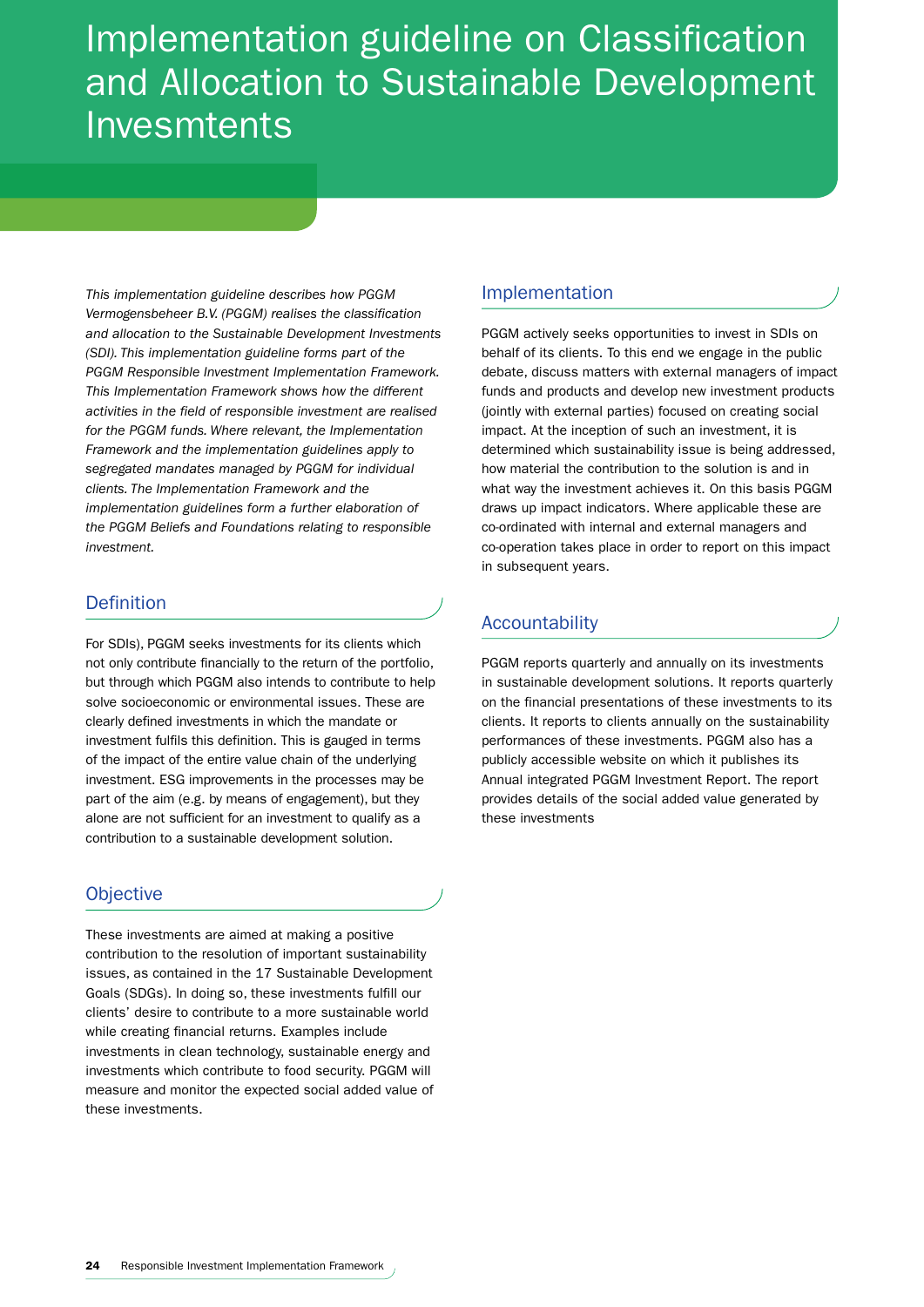# Implementation guideline on Classification and Allocation to Sustainable Development Invesmtents

*This implementation guideline describes how PGGM Vermogensbeheer B.V. (PGGM) realises the classification and allocation to the Sustainable Development Investments (SDI). This implementation guideline forms part of the PGGM Responsible Investment Implementation Framework. This Implementation Framework shows how the different activities in the field of responsible investment are realised for the PGGM funds. Where relevant, the Implementation Framework and the implementation guidelines apply to segregated mandates managed by PGGM for individual clients. The Implementation Framework and the implementation guidelines form a further elaboration of the PGGM Beliefs and Foundations relating to responsible investment.*

## Definition

For SDIs), PGGM seeks investments for its clients which not only contribute financially to the return of the portfolio, but through which PGGM also intends to contribute to help solve socioeconomic or environmental issues. These are clearly defined investments in which the mandate or investment fulfils this definition. This is gauged in terms of the impact of the entire value chain of the underlying investment. ESG improvements in the processes may be part of the aim (e.g. by means of engagement), but they alone are not sufficient for an investment to qualify as a contribution to a sustainable development solution.

## Objective

These investments are aimed at making a positive contribution to the resolution of important sustainability issues, as contained in the 17 Sustainable Development Goals (SDGs). In doing so, these investments fulfill our clients' desire to contribute to a more sustainable world while creating financial returns. Examples include investments in clean technology, sustainable energy and investments which contribute to food security. PGGM will measure and monitor the expected social added value of these investments.

## Implementation

PGGM actively seeks opportunities to invest in SDIs on behalf of its clients. To this end we engage in the public debate, discuss matters with external managers of impact funds and products and develop new investment products (jointly with external parties) focused on creating social impact. At the inception of such an investment, it is determined which sustainability issue is being addressed, how material the contribution to the solution is and in what way the investment achieves it. On this basis PGGM draws up impact indicators. Where applicable these are co-ordinated with internal and external managers and co-operation takes place in order to report on this impact in subsequent years.

## Accountability

PGGM reports quarterly and annually on its investments in sustainable development solutions. It reports quarterly on the financial presentations of these investments to its clients. It reports to clients annually on the sustainability performances of these investments. PGGM also has a publicly accessible website on which it publishes its Annual integrated PGGM Investment Report. The report provides details of the social added value generated by these investments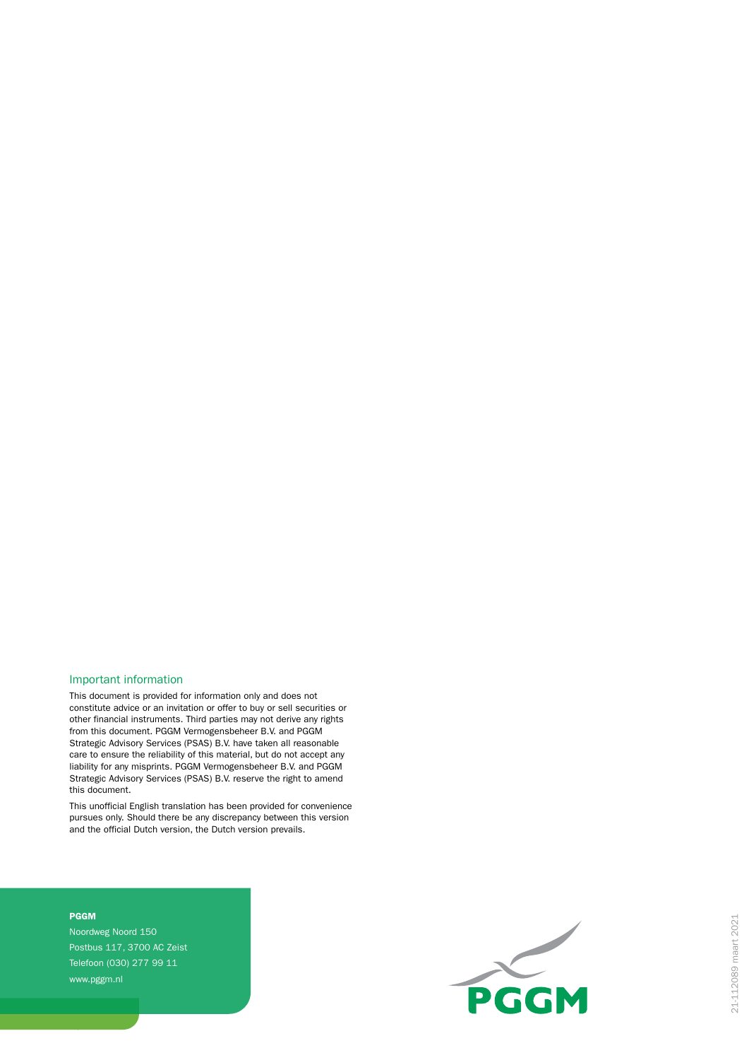## Important information

This document is provided for information only and does not constitute advice or an invitation or offer to buy or sell securities or other financial instruments. Third parties may not derive any rights from this document. PGGM Vermogensbeheer B.V. and PGGM Strategic Advisory Services (PSAS) B.V. have taken all reasonable care to ensure the reliability of this material, but do not accept any liability for any misprints. PGGM Vermogensbeheer B.V. and PGGM Strategic Advisory Services (PSAS) B.V. reserve the right to amend this document.

This unofficial English translation has been provided for convenience pursues only. Should there be any discrepancy between this version and the official Dutch version, the Dutch version prevails.

**PGGM**

Noordweg Noord 150
Postbus 117, 3700 AC Zeist
Telefoon (030) 277 99 11
www.pggm.nl

PGGM

21-112089 maart 2021